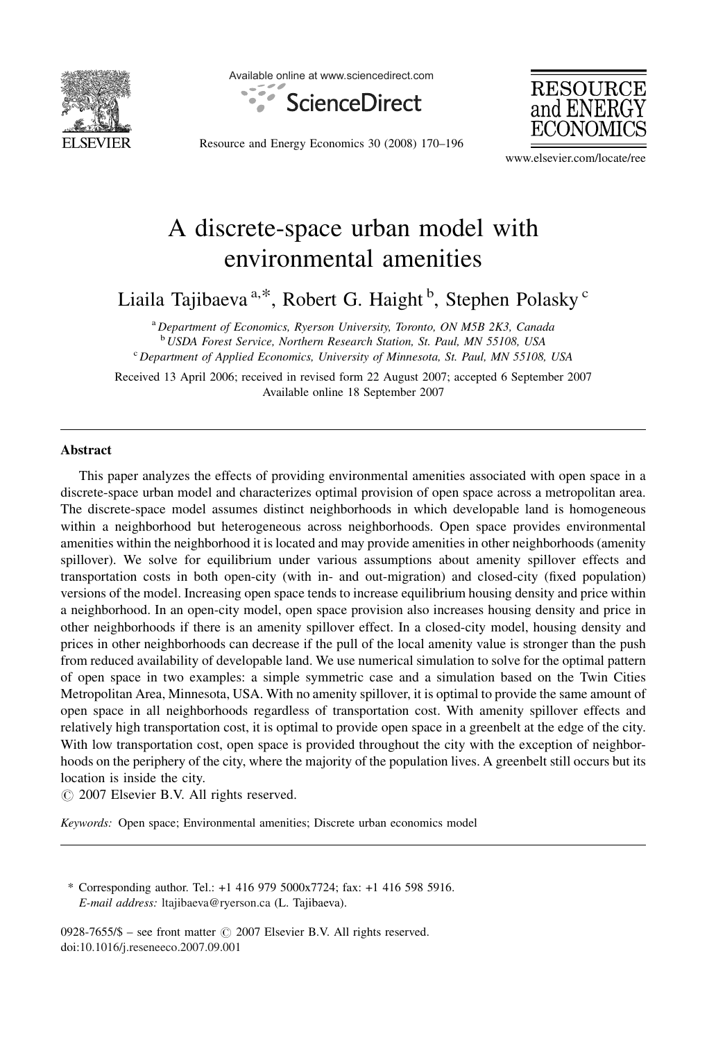# A discrete-space urban model with environmental amenities

Liaila Tajibaeva [a,*], Robert G. Haight [b], Stephen Polasky [c]

[a] Department of Economics, Ryerson University, Toronto, ON M5B 2K3, Canada
[b] USDA Forest Service, Northern Research Station, St. Paul, MN 55108, USA
[c] Department of Applied Economics, University of Minnesota, St. Paul, MN 55108, USA

Received 13 April 2006; received in revised form 22 August 2007; accepted 6 September 2007
Available online 18 September 2007

## Abstract

This paper analyzes the effects of providing environmental amenities associated with open space in a discrete-space urban model and characterizes optimal provision of open space across a metropolitan area. The discrete-space model assumes distinct neighborhoods in which developable land is homogeneous within a neighborhood but heterogeneous across neighborhoods. Open space provides environmental amenities within the neighborhood it is located and may provide amenities in other neighborhoods (amenity spillover). We solve for equilibrium under various assumptions about amenity spillover effects and transportation costs in both open-city (with in- and out-migration) and closed-city (fixed population) versions of the model. Increasing open space tends to increase equilibrium housing density and price within a neighborhood. In an open-city model, open space provision also increases housing density and price in other neighborhoods if there is an amenity spillover effect. In a closed-city model, housing density and prices in other neighborhoods can decrease if the pull of the local amenity value is stronger than the push from reduced availability of developable land. We use numerical simulation to solve for the optimal pattern of open space in two examples: a simple symmetric case and a simulation based on the Twin Cities Metropolitan Area, Minnesota, USA. With no amenity spillover, it is optimal to provide the same amount of open space in all neighborhoods regardless of transportation cost. With amenity spillover effects and relatively high transportation cost, it is optimal to provide open space in a greenbelt at the edge of the city. With low transportation cost, open space is provided throughout the city with the exception of neighborhoods on the periphery of the city, where the majority of the population lives. A greenbelt still occurs but its location is inside the city.

© 2007 Elsevier B.V. All rights reserved.

*Keywords:* Open space; Environmental amenities; Discrete urban economics model

---

\* Corresponding author. Tel.: +1 416 979 5000x7724; fax: +1 416 598 5916.
*E-mail address:* ltajibaeva@ryerson.ca (L. Tajibaeva).

0928-7655/$ – see front matter © 2007 Elsevier B.V. All rights reserved.
doi:10.1016/j.reseneeco.2007.09.001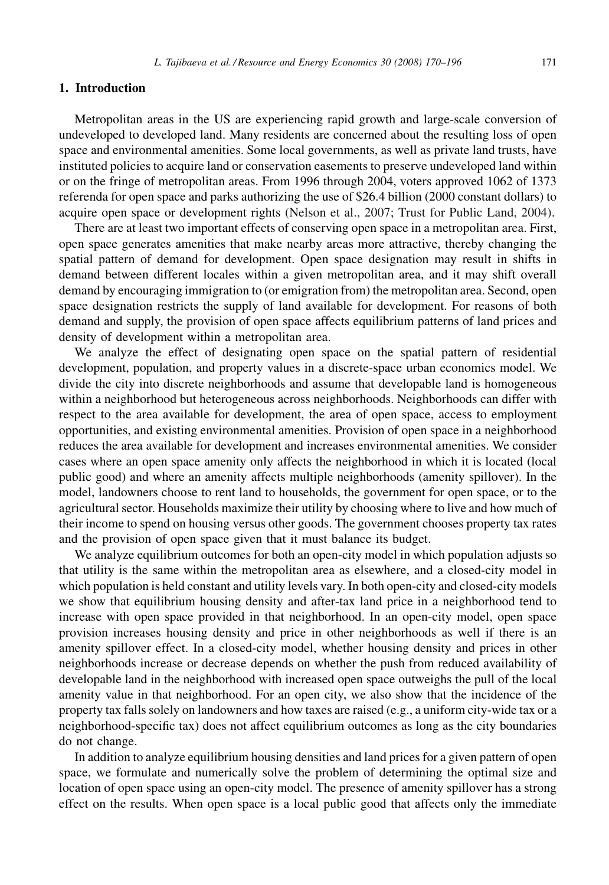## 1. Introduction

Metropolitan areas in the US are experiencing rapid growth and large-scale conversion of undeveloped to developed land. Many residents are concerned about the resulting loss of open space and environmental amenities. Some local governments, as well as private land trusts, have instituted policies to acquire land or conservation easements to preserve undeveloped land within or on the fringe of metropolitan areas. From 1996 through 2004, voters approved 1062 of 1373 referenda for open space and parks authorizing the use of $26.4 billion (2000 constant dollars) to acquire open space or development rights (Nelson et al., 2007; Trust for Public Land, 2004).

There are at least two important effects of conserving open space in a metropolitan area. First, open space generates amenities that make nearby areas more attractive, thereby changing the spatial pattern of demand for development. Open space designation may result in shifts in demand between different locales within a given metropolitan area, and it may shift overall demand by encouraging immigration to (or emigration from) the metropolitan area. Second, open space designation restricts the supply of land available for development. For reasons of both demand and supply, the provision of open space affects equilibrium patterns of land prices and density of development within a metropolitan area.

We analyze the effect of designating open space on the spatial pattern of residential development, population, and property values in a discrete-space urban economics model. We divide the city into discrete neighborhoods and assume that developable land is homogeneous within a neighborhood but heterogeneous across neighborhoods. Neighborhoods can differ with respect to the area available for development, the area of open space, access to employment opportunities, and existing environmental amenities. Provision of open space in a neighborhood reduces the area available for development and increases environmental amenities. We consider cases where an open space amenity only affects the neighborhood in which it is located (local public good) and where an amenity affects multiple neighborhoods (amenity spillover). In the model, landowners choose to rent land to households, the government for open space, or to the agricultural sector. Households maximize their utility by choosing where to live and how much of their income to spend on housing versus other goods. The government chooses property tax rates and the provision of open space given that it must balance its budget.

We analyze equilibrium outcomes for both an open-city model in which population adjusts so that utility is the same within the metropolitan area as elsewhere, and a closed-city model in which population is held constant and utility levels vary. In both open-city and closed-city models we show that equilibrium housing density and after-tax land price in a neighborhood tend to increase with open space provided in that neighborhood. In an open-city model, open space provision increases housing density and price in other neighborhoods as well if there is an amenity spillover effect. In a closed-city model, whether housing density and prices in other neighborhoods increase or decrease depends on whether the push from reduced availability of developable land in the neighborhood with increased open space outweighs the pull of the local amenity value in that neighborhood. For an open city, we also show that the incidence of the property tax falls solely on landowners and how taxes are raised (e.g., a uniform city-wide tax or a neighborhood-specific tax) does not affect equilibrium outcomes as long as the city boundaries do not change.

In addition to analyze equilibrium housing densities and land prices for a given pattern of open space, we formulate and numerically solve the problem of determining the optimal size and location of open space using an open-city model. The presence of amenity spillover has a strong effect on the results. When open space is a local public good that affects only the immediate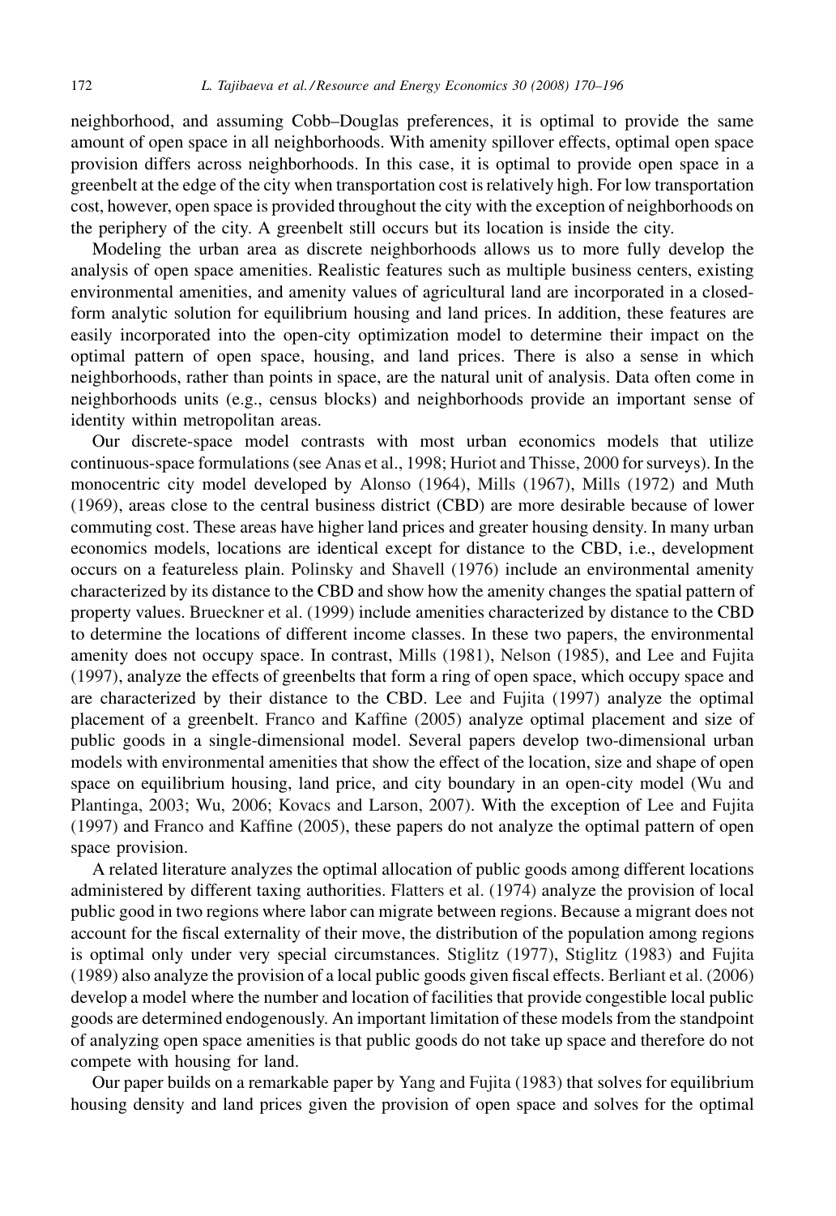neighborhood, and assuming Cobb–Douglas preferences, it is optimal to provide the same amount of open space in all neighborhoods. With amenity spillover effects, optimal open space provision differs across neighborhoods. In this case, it is optimal to provide open space in a greenbelt at the edge of the city when transportation cost is relatively high. For low transportation cost, however, open space is provided throughout the city with the exception of neighborhoods on the periphery of the city. A greenbelt still occurs but its location is inside the city.

Modeling the urban area as discrete neighborhoods allows us to more fully develop the analysis of open space amenities. Realistic features such as multiple business centers, existing environmental amenities, and amenity values of agricultural land are incorporated in a closed-form analytic solution for equilibrium housing and land prices. In addition, these features are easily incorporated into the open-city optimization model to determine their impact on the optimal pattern of open space, housing, and land prices. There is also a sense in which neighborhoods, rather than points in space, are the natural unit of analysis. Data often come in neighborhoods units (e.g., census blocks) and neighborhoods provide an important sense of identity within metropolitan areas.

Our discrete-space model contrasts with most urban economics models that utilize continuous-space formulations (see Anas et al., 1998; Huriot and Thisse, 2000 for surveys). In the monocentric city model developed by Alonso (1964), Mills (1967), Mills (1972) and Muth (1969), areas close to the central business district (CBD) are more desirable because of lower commuting cost. These areas have higher land prices and greater housing density. In many urban economics models, locations are identical except for distance to the CBD, i.e., development occurs on a featureless plain. Polinsky and Shavell (1976) include an environmental amenity characterized by its distance to the CBD and show how the amenity changes the spatial pattern of property values. Brueckner et al. (1999) include amenities characterized by distance to the CBD to determine the locations of different income classes. In these two papers, the environmental amenity does not occupy space. In contrast, Mills (1981), Nelson (1985), and Lee and Fujita (1997), analyze the effects of greenbelts that form a ring of open space, which occupy space and are characterized by their distance to the CBD. Lee and Fujita (1997) analyze the optimal placement of a greenbelt. Franco and Kaffine (2005) analyze optimal placement and size of public goods in a single-dimensional model. Several papers develop two-dimensional urban models with environmental amenities that show the effect of the location, size and shape of open space on equilibrium housing, land price, and city boundary in an open-city model (Wu and Plantinga, 2003; Wu, 2006; Kovacs and Larson, 2007). With the exception of Lee and Fujita (1997) and Franco and Kaffine (2005), these papers do not analyze the optimal pattern of open space provision.

A related literature analyzes the optimal allocation of public goods among different locations administered by different taxing authorities. Flatters et al. (1974) analyze the provision of local public good in two regions where labor can migrate between regions. Because a migrant does not account for the fiscal externality of their move, the distribution of the population among regions is optimal only under very special circumstances. Stiglitz (1977), Stiglitz (1983) and Fujita (1989) also analyze the provision of a local public goods given fiscal effects. Berliant et al. (2006) develop a model where the number and location of facilities that provide congestible local public goods are determined endogenously. An important limitation of these models from the standpoint of analyzing open space amenities is that public goods do not take up space and therefore do not compete with housing for land.

Our paper builds on a remarkable paper by Yang and Fujita (1983) that solves for equilibrium housing density and land prices given the provision of open space and solves for the optimal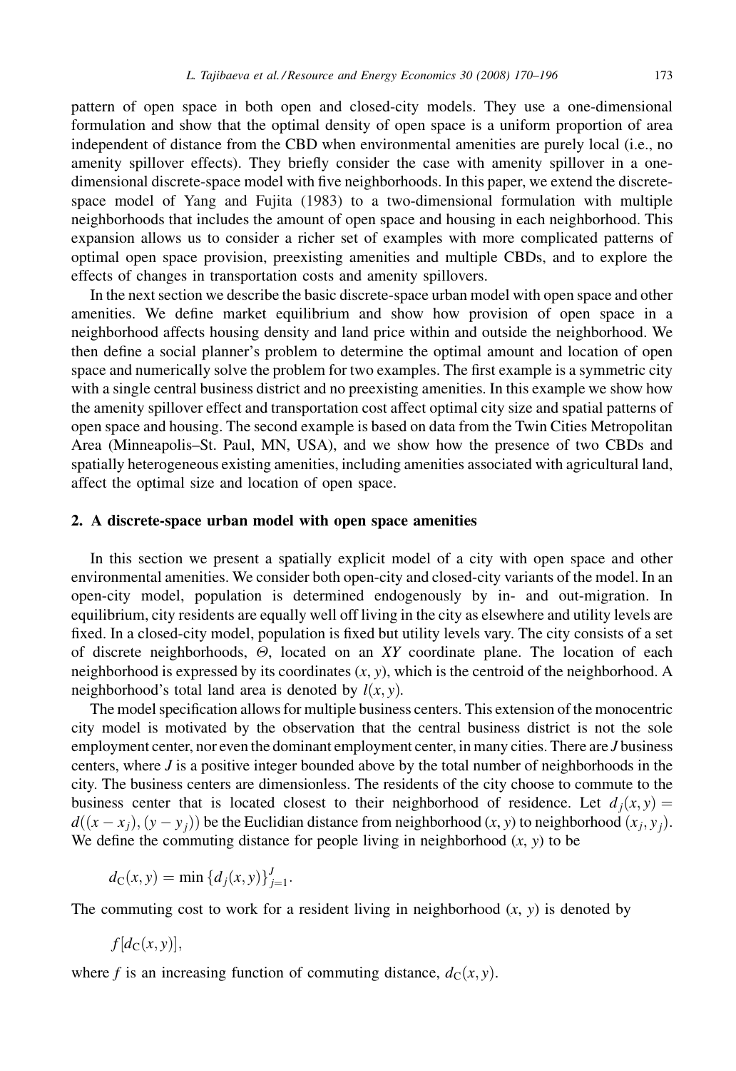pattern of open space in both open and closed-city models. They use a one-dimensional formulation and show that the optimal density of open space is a uniform proportion of area independent of distance from the CBD when environmental amenities are purely local (i.e., no amenity spillover effects). They briefly consider the case with amenity spillover in a one-dimensional discrete-space model with five neighborhoods. In this paper, we extend the discrete-space model of Yang and Fujita (1983) to a two-dimensional formulation with multiple neighborhoods that includes the amount of open space and housing in each neighborhood. This expansion allows us to consider a richer set of examples with more complicated patterns of optimal open space provision, preexisting amenities and multiple CBDs, and to explore the effects of changes in transportation costs and amenity spillovers.

In the next section we describe the basic discrete-space urban model with open space and other amenities. We define market equilibrium and show how provision of open space in a neighborhood affects housing density and land price within and outside the neighborhood. We then define a social planner's problem to determine the optimal amount and location of open space and numerically solve the problem for two examples. The first example is a symmetric city with a single central business district and no preexisting amenities. In this example we show how the amenity spillover effect and transportation cost affect optimal city size and spatial patterns of open space and housing. The second example is based on data from the Twin Cities Metropolitan Area (Minneapolis–St. Paul, MN, USA), and we show how the presence of two CBDs and spatially heterogeneous existing amenities, including amenities associated with agricultural land, affect the optimal size and location of open space.

## 2. A discrete-space urban model with open space amenities

In this section we present a spatially explicit model of a city with open space and other environmental amenities. We consider both open-city and closed-city variants of the model. In an open-city model, population is determined endogenously by in- and out-migration. In equilibrium, city residents are equally well off living in the city as elsewhere and utility levels are fixed. In a closed-city model, population is fixed but utility levels vary. The city consists of a set of discrete neighborhoods, $\Theta$, located on an $XY$ coordinate plane. The location of each neighborhood is expressed by its coordinates $(x, y)$, which is the centroid of the neighborhood. A neighborhood's total land area is denoted by $l(x, y)$.

The model specification allows for multiple business centers. This extension of the monocentric city model is motivated by the observation that the central business district is not the sole employment center, nor even the dominant employment center, in many cities. There are $J$ business centers, where $J$ is a positive integer bounded above by the total number of neighborhoods in the city. The business centers are dimensionless. The residents of the city choose to commute to the business center that is located closest to their neighborhood of residence. Let $d_j(x, y) = d((x - x_j), (y - y_j))$ be the Euclidian distance from neighborhood $(x, y)$ to neighborhood $(x_j, y_j)$. We define the commuting distance for people living in neighborhood $(x, y)$ to be

$$d_C(x, y) = \min\{d_j(x, y)\}_{j=1}^{J}.$$

The commuting cost to work for a resident living in neighborhood $(x, y)$ is denoted by

$$f[d_C(x, y)],$$

where $f$ is an increasing function of commuting distance, $d_C(x, y)$.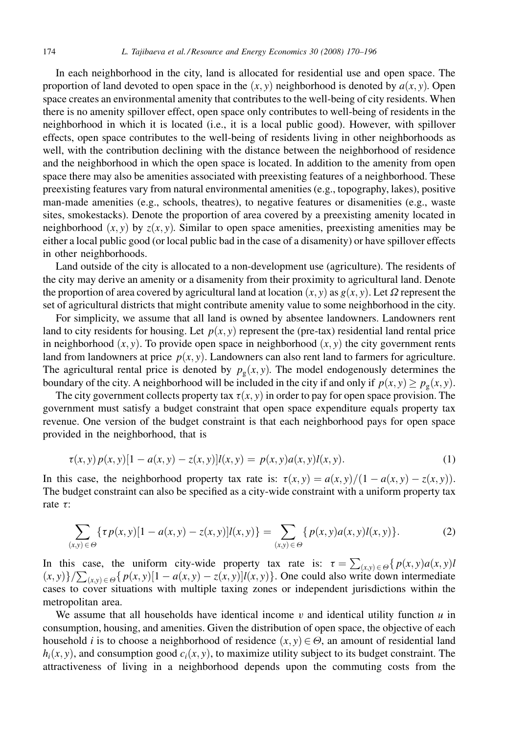In each neighborhood in the city, land is allocated for residential use and open space. The proportion of land devoted to open space in the $(x, y)$ neighborhood is denoted by $a(x, y)$. Open space creates an environmental amenity that contributes to the well-being of city residents. When there is no amenity spillover effect, open space only contributes to well-being of residents in the neighborhood in which it is located (i.e., it is a local public good). However, with spillover effects, open space contributes to the well-being of residents living in other neighborhoods as well, with the contribution declining with the distance between the neighborhood of residence and the neighborhood in which the open space is located. In addition to the amenity from open space there may also be amenities associated with preexisting features of a neighborhood. These preexisting features vary from natural environmental amenities (e.g., topography, lakes), positive man-made amenities (e.g., schools, theatres), to negative features or disamenities (e.g., waste sites, smokestacks). Denote the proportion of area covered by a preexisting amenity located in neighborhood $(x, y)$ by $z(x, y)$. Similar to open space amenities, preexisting amenities may be either a local public good (or local public bad in the case of a disamenity) or have spillover effects in other neighborhoods.

Land outside of the city is allocated to a non-development use (agriculture). The residents of the city may derive an amenity or a disamenity from their proximity to agricultural land. Denote the proportion of area covered by agricultural land at location $(x, y)$ as $g(x, y)$. Let $\Omega$ represent the set of agricultural districts that might contribute amenity value to some neighborhood in the city.

For simplicity, we assume that all land is owned by absentee landowners. Landowners rent land to city residents for housing. Let $p(x, y)$ represent the (pre-tax) residential land rental price in neighborhood $(x, y)$. To provide open space in neighborhood $(x, y)$ the city government rents land from landowners at price $p(x, y)$. Landowners can also rent land to farmers for agriculture. The agricultural rental price is denoted by $p_g(x, y)$. The model endogenously determines the boundary of the city. A neighborhood will be included in the city if and only if $p(x, y) \geq p_g(x, y)$.

The city government collects property tax $\tau(x, y)$ in order to pay for open space provision. The government must satisfy a budget constraint that open space expenditure equals property tax revenue. One version of the budget constraint is that each neighborhood pays for open space provided in the neighborhood, that is

$$\tau(x, y)\, p(x, y)[1 - a(x, y) - z(x, y)]l(x, y) = p(x, y)a(x, y)l(x, y). \tag{1}$$

In this case, the neighborhood property tax rate is: $\tau(x, y) = a(x, y)/(1 - a(x, y) - z(x, y))$. The budget constraint can also be specified as a city-wide constraint with a uniform property tax rate $\tau$:

$$\sum_{(x,y) \in \Theta} \{\tau\, p(x, y)[1 - a(x, y) - z(x, y)]l(x, y)\} = \sum_{(x,y) \in \Theta} \{p(x, y)a(x, y)l(x, y)\}. \tag{2}$$

In this case, the uniform city-wide property tax rate is: $\tau = \sum_{(x,y) \in \Theta}\{p(x, y)a(x, y)l(x, y)\}/\sum_{(x,y) \in \Theta}\{p(x, y)[1 - a(x, y) - z(x, y)]l(x, y)\}$. One could also write down intermediate cases to cover situations with multiple taxing zones or independent jurisdictions within the metropolitan area.

We assume that all households have identical income $v$ and identical utility function $u$ in consumption, housing, and amenities. Given the distribution of open space, the objective of each household $i$ is to choose a neighborhood of residence $(x, y) \in \Theta$, an amount of residential land $h_i(x, y)$, and consumption good $c_i(x, y)$, to maximize utility subject to its budget constraint. The attractiveness of living in a neighborhood depends upon the commuting costs from the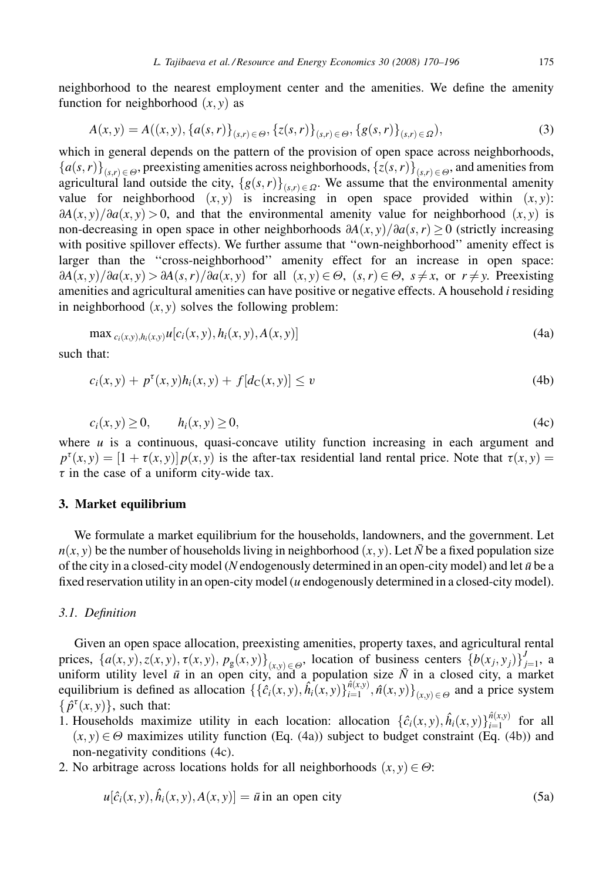neighborhood to the nearest employment center and the amenities. We define the amenity function for neighborhood $(x, y)$ as

$$A(x,y) = A((x,y), \{a(s,r)\}_{(s,r)\in\Theta}, \{z(s,r)\}_{(s,r)\in\Theta}, \{g(s,r)\}_{(s,r)\in\Omega}), \tag{3}$$

which in general depends on the pattern of the provision of open space across neighborhoods, $\{a(s,r)\}_{(s,r)\in\Theta}$, preexisting amenities across neighborhoods, $\{z(s,r)\}_{(s,r)\in\Theta}$, and amenities from agricultural land outside the city, $\{g(s,r)\}_{(s,r)\in\Omega}$. We assume that the environmental amenity value for neighborhood $(x, y)$ is increasing in open space provided within $(x, y)$: $\partial A(x,y)/\partial a(x,y) > 0$, and that the environmental amenity value for neighborhood $(x, y)$ is non-decreasing in open space in other neighborhoods $\partial A(x,y)/\partial a(s,r) \geq 0$ (strictly increasing with positive spillover effects). We further assume that "own-neighborhood" amenity effect is larger than the "cross-neighborhood" amenity effect for an increase in open space: $\partial A(x,y)/\partial a(x,y) > \partial A(s,r)/\partial a(x,y)$ for all $(x,y)\in\Theta$, $(s,r)\in\Theta$, $s\neq x$, or $r\neq y$. Preexisting amenities and agricultural amenities can have positive or negative effects. A household $i$ residing in neighborhood $(x, y)$ solves the following problem:

$$\max_{c_i(x,y),h_i(x,y)} u[c_i(x,y), h_i(x,y), A(x,y)] \tag{4a}$$

such that:

$$c_i(x,y) + p^{\tau}(x,y)h_i(x,y) + f[d_C(x,y)] \leq v \tag{4b}$$

$$c_i(x,y) \geq 0, \qquad h_i(x,y) \geq 0, \tag{4c}$$

where $u$ is a continuous, quasi-concave utility function increasing in each argument and $p^{\tau}(x,y) = [1+\tau(x,y)]p(x,y)$ is the after-tax residential land rental price. Note that $\tau(x,y) = \tau$ in the case of a uniform city-wide tax.

## 3. Market equilibrium

We formulate a market equilibrium for the households, landowners, and the government. Let $n(x, y)$ be the number of households living in neighborhood $(x, y)$. Let $\bar{N}$ be a fixed population size of the city in a closed-city model ($N$ endogenously determined in an open-city model) and let $\bar{u}$ be a fixed reservation utility in an open-city model ($u$ endogenously determined in a closed-city model).

### 3.1. Definition

Given an open space allocation, preexisting amenities, property taxes, and agricultural rental prices, $\{a(x,y), z(x,y), \tau(x,y), p_g(x,y)\}_{(x,y)\in\Theta}$, location of business centers $\{b(x_j, y_j)\}_{j=1}^{J}$, a uniform utility level $\bar{u}$ in an open city, and a population size $\bar{N}$ in a closed city, a market equilibrium is defined as allocation $\{\{\hat{c}_i(x,y), \hat{h}_i(x,y)\}_{i=1}^{\hat{n}(x,y)}, \hat{n}(x,y)\}_{(x,y)\in\Theta}$ and a price system $\{\hat{p}^{\tau}(x,y)\}$, such that:

1. Households maximize utility in each location: allocation $\{\hat{c}_i(x,y), \hat{h}_i(x,y)\}_{i=1}^{\hat{n}(x,y)}$ for all $(x,y)\in\Theta$ maximizes utility function (Eq. (4a)) subject to budget constraint (Eq. (4b)) and non-negativity conditions (4c).
2. No arbitrage across locations holds for all neighborhoods $(x,y)\in\Theta$:

$$u[\hat{c}_i(x,y), \hat{h}_i(x,y), A(x,y)] = \bar{u} \text{ in an open city} \tag{5a}$$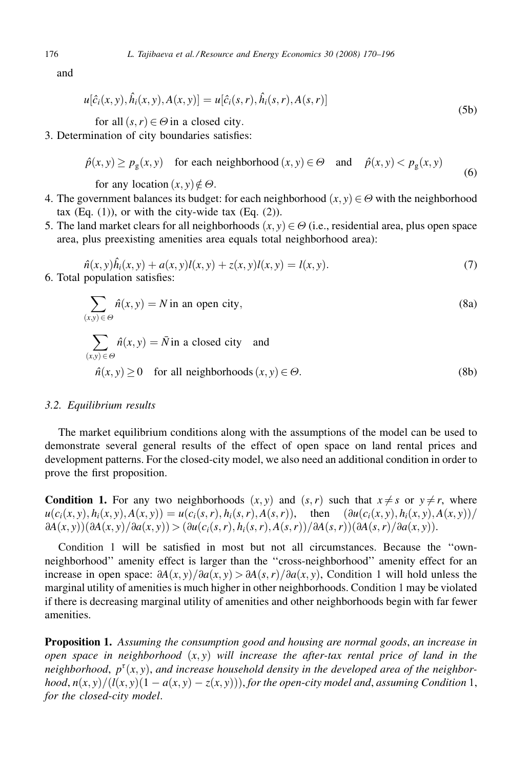and

$$u[\hat{c}_i(x,y), \hat{h}_i(x,y), A(x,y)] = u[\hat{c}_i(s,r), \hat{h}_i(s,r), A(s,r)] \tag{5b}$$

for all $(s,r) \in \Theta$ in a closed city.

3. Determination of city boundaries satisfies:

$$\hat{p}(x,y) \geq p_{\mathrm{g}}(x,y) \quad \text{for each neighborhood } (x,y) \in \Theta \quad \text{and} \quad \hat{p}(x,y) < p_{\mathrm{g}}(x,y) \tag{6}$$

for any location $(x,y) \notin \Theta$.

4. The government balances its budget: for each neighborhood $(x,y) \in \Theta$ with the neighborhood tax (Eq. (1)), or with the city-wide tax (Eq. (2)).
5. The land market clears for all neighborhoods $(x,y) \in \Theta$ (i.e., residential area, plus open space area, plus preexisting amenities area equals total neighborhood area):

$$\hat{n}(x,y)\hat{h}_i(x,y) + a(x,y)l(x,y) + z(x,y)l(x,y) = l(x,y). \tag{7}$$

6. Total population satisfies:

$$\sum_{(x,y)\in\Theta} \hat{n}(x,y) = N \text{ in an open city,} \tag{8a}$$

$$\sum_{(x,y)\in\Theta} \hat{n}(x,y) = \bar{N} \text{ in a closed city} \quad \text{and}$$

$$\hat{n}(x,y) \geq 0 \quad \text{for all neighborhoods } (x,y) \in \Theta. \tag{8b}$$

### 3.2. Equilibrium results

The market equilibrium conditions along with the assumptions of the model can be used to demonstrate several general results of the effect of open space on land rental prices and development patterns. For the closed-city model, we also need an additional condition in order to prove the first proposition.

**Condition 1.** For any two neighborhoods $(x,y)$ and $(s,r)$ such that $x \neq s$ or $y \neq r$, where $u(c_i(x,y), h_i(x,y), A(x,y)) = u(c_i(s,r), h_i(s,r), A(s,r))$, then $(\partial u(c_i(x,y), h_i(x,y), A(x,y))/\partial A(x,y))(\partial A(x,y)/\partial a(x,y)) > (\partial u(c_i(s,r), h_i(s,r), A(s,r))/\partial A(s,r))(\partial A(s,r)/\partial a(x,y))$.

Condition 1 will be satisfied in most but not all circumstances. Because the "own-neighborhood" amenity effect is larger than the "cross-neighborhood" amenity effect for an increase in open space: $\partial A(x,y)/\partial a(x,y) > \partial A(s,r)/\partial a(x,y)$, Condition 1 will hold unless the marginal utility of amenities is much higher in other neighborhoods. Condition 1 may be violated if there is decreasing marginal utility of amenities and other neighborhoods begin with far fewer amenities.

**Proposition 1.** *Assuming the consumption good and housing are normal goods, an increase in open space in neighborhood $(x,y)$ will increase the after-tax rental price of land in the neighborhood, $p^{\tau}(x,y)$, and increase household density in the developed area of the neighborhood, $n(x,y)/(l(x,y)(1-a(x,y)-z(x,y)))$, for the open-city model and, assuming Condition 1, for the closed-city model.*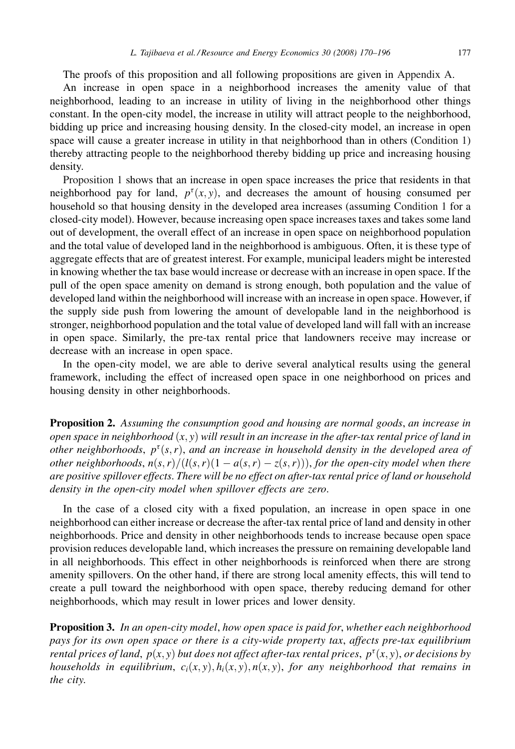The proofs of this proposition and all following propositions are given in Appendix A.

An increase in open space in a neighborhood increases the amenity value of that neighborhood, leading to an increase in utility of living in the neighborhood other things constant. In the open-city model, the increase in utility will attract people to the neighborhood, bidding up price and increasing housing density. In the closed-city model, an increase in open space will cause a greater increase in utility in that neighborhood than in others (Condition 1) thereby attracting people to the neighborhood thereby bidding up price and increasing housing density.

Proposition 1 shows that an increase in open space increases the price that residents in that neighborhood pay for land, $p^{\tau}(x, y)$, and decreases the amount of housing consumed per household so that housing density in the developed area increases (assuming Condition 1 for a closed-city model). However, because increasing open space increases taxes and takes some land out of development, the overall effect of an increase in open space on neighborhood population and the total value of developed land in the neighborhood is ambiguous. Often, it is these type of aggregate effects that are of greatest interest. For example, municipal leaders might be interested in knowing whether the tax base would increase or decrease with an increase in open space. If the pull of the open space amenity on demand is strong enough, both population and the value of developed land within the neighborhood will increase with an increase in open space. However, if the supply side push from lowering the amount of developable land in the neighborhood is stronger, neighborhood population and the total value of developed land will fall with an increase in open space. Similarly, the pre-tax rental price that landowners receive may increase or decrease with an increase in open space.

In the open-city model, we are able to derive several analytical results using the general framework, including the effect of increased open space in one neighborhood on prices and housing density in other neighborhoods.

**Proposition 2.** *Assuming the consumption good and housing are normal goods, an increase in open space in neighborhood $(x, y)$ will result in an increase in the after-tax rental price of land in other neighborhoods, $p^{\tau}(s, r)$, and an increase in household density in the developed area of other neighborhoods, $n(s, r)/(l(s, r)(1 - a(s, r) - z(s, r)))$, for the open-city model when there are positive spillover effects. There will be no effect on after-tax rental price of land or household density in the open-city model when spillover effects are zero.*

In the case of a closed city with a fixed population, an increase in open space in one neighborhood can either increase or decrease the after-tax rental price of land and density in other neighborhoods. Price and density in other neighborhoods tends to increase because open space provision reduces developable land, which increases the pressure on remaining developable land in all neighborhoods. This effect in other neighborhoods is reinforced when there are strong amenity spillovers. On the other hand, if there are strong local amenity effects, this will tend to create a pull toward the neighborhood with open space, thereby reducing demand for other neighborhoods, which may result in lower prices and lower density.

**Proposition 3.** *In an open-city model, how open space is paid for, whether each neighborhood pays for its own open space or there is a city-wide property tax, affects pre-tax equilibrium rental prices of land, $p(x, y)$ but does not affect after-tax rental prices, $p^{\tau}(x, y)$, or decisions by households in equilibrium, $c_i(x, y), h_i(x, y), n(x, y)$, for any neighborhood that remains in the city.*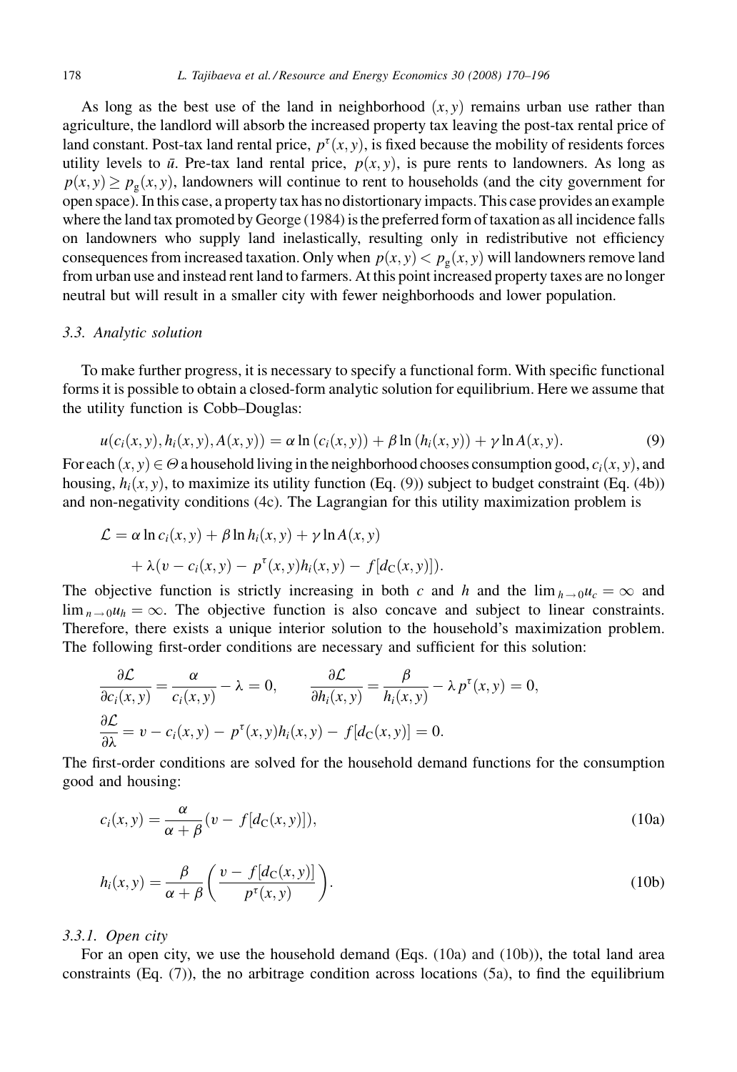As long as the best use of the land in neighborhood $(x, y)$ remains urban use rather than agriculture, the landlord will absorb the increased property tax leaving the post-tax rental price of land constant. Post-tax land rental price, $p^{\tau}(x, y)$, is fixed because the mobility of residents forces utility levels to $\bar{u}$. Pre-tax land rental price, $p(x, y)$, is pure rents to landowners. As long as $p(x, y) \geq p_{\mathrm{g}}(x, y)$, landowners will continue to rent to households (and the city government for open space). In this case, a property tax has no distortionary impacts. This case provides an example where the land tax promoted by George (1984) is the preferred form of taxation as all incidence falls on landowners who supply land inelastically, resulting only in redistributive not efficiency consequences from increased taxation. Only when $p(x, y) < p_{\mathrm{g}}(x, y)$ will landowners remove land from urban use and instead rent land to farmers. At this point increased property taxes are no longer neutral but will result in a smaller city with fewer neighborhoods and lower population.

### 3.3. Analytic solution

To make further progress, it is necessary to specify a functional form. With specific functional forms it is possible to obtain a closed-form analytic solution for equilibrium. Here we assume that the utility function is Cobb–Douglas:

$$u(c_i(x, y), h_i(x, y), A(x, y)) = \alpha \ln(c_i(x, y)) + \beta \ln(h_i(x, y)) + \gamma \ln A(x, y). \tag{9}$$

For each $(x, y) \in \Theta$ a household living in the neighborhood chooses consumption good, $c_i(x, y)$, and housing, $h_i(x, y)$, to maximize its utility function (Eq. (9)) subject to budget constraint (Eq. (4b)) and non-negativity conditions (4c). The Lagrangian for this utility maximization problem is

$$\begin{aligned} \mathcal{L} &= \alpha \ln c_i(x, y) + \beta \ln h_i(x, y) + \gamma \ln A(x, y) \\ &\quad + \lambda(v - c_i(x, y) - p^{\tau}(x, y) h_i(x, y) - f[d_{\mathrm{C}}(x, y)]). \end{aligned}$$

The objective function is strictly increasing in both $c$ and $h$ and the $\lim_{h \to 0} u_c = \infty$ and $\lim_{n \to 0} u_h = \infty$. The objective function is also concave and subject to linear constraints. Therefore, there exists a unique interior solution to the household's maximization problem. The following first-order conditions are necessary and sufficient for this solution:

$$\frac{\partial \mathcal{L}}{\partial c_i(x, y)} = \frac{\alpha}{c_i(x, y)} - \lambda = 0, \qquad \frac{\partial \mathcal{L}}{\partial h_i(x, y)} = \frac{\beta}{h_i(x, y)} - \lambda p^{\tau}(x, y) = 0,$$

$$\frac{\partial \mathcal{L}}{\partial \lambda} = v - c_i(x, y) - p^{\tau}(x, y) h_i(x, y) - f[d_{\mathrm{C}}(x, y)] = 0.$$

The first-order conditions are solved for the household demand functions for the consumption good and housing:

$$c_i(x, y) = \frac{\alpha}{\alpha + \beta}(v - f[d_{\mathrm{C}}(x, y)]), \tag{10a}$$

$$h_i(x, y) = \frac{\beta}{\alpha + \beta}\left(\frac{v - f[d_{\mathrm{C}}(x, y)]}{p^{\tau}(x, y)}\right). \tag{10b}$$

#### 3.3.1. Open city

For an open city, we use the household demand (Eqs. (10a) and (10b)), the total land area constraints (Eq. (7)), the no arbitrage condition across locations (5a), to find the equilibrium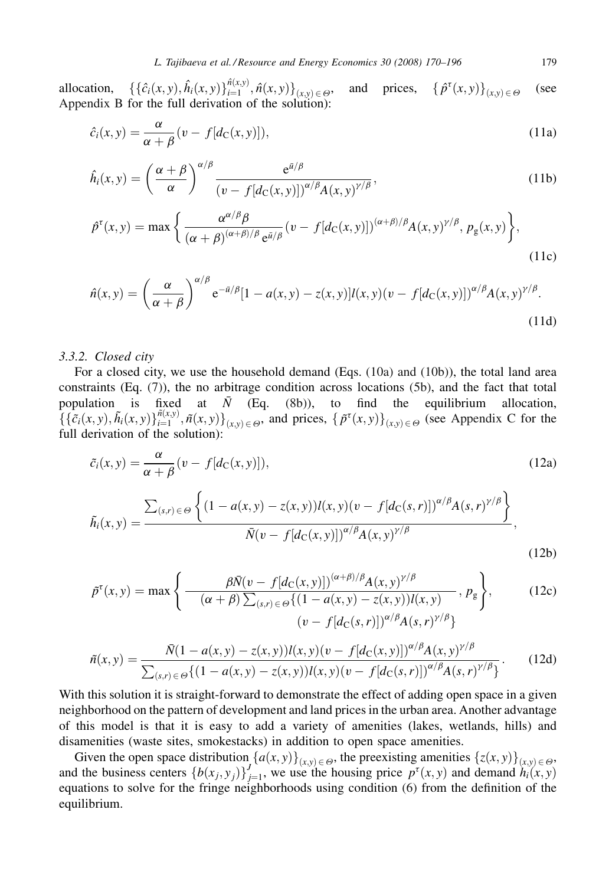allocation, $\{\{\hat{c}_i(x,y),\hat{h}_i(x,y)\}_{i=1}^{\hat{n}(x,y)},\hat{n}(x,y)\}_{(x,y)\in\Theta}$, and prices, $\{\hat{p}^{\tau}(x,y)\}_{(x,y)\in\Theta}$ (see Appendix B for the full derivation of the solution):

$$\hat{c}_i(x,y)=\frac{\alpha}{\alpha+\beta}(v-f[d_{\mathrm{C}}(x,y)]), \tag{11a}$$

$$\hat{h}_i(x,y)=\left(\frac{\alpha+\beta}{\alpha}\right)^{\alpha/\beta}\frac{\mathrm{e}^{\bar{u}/\beta}}{(v-f[d_{\mathrm{C}}(x,y)])^{\alpha/\beta}A(x,y)^{\gamma/\beta}}, \tag{11b}$$

$$\hat{p}^{\tau}(x,y)=\max\left\{\frac{\alpha^{\alpha/\beta}\beta}{(\alpha+\beta)^{(\alpha+\beta)/\beta}\,\mathrm{e}^{\bar{u}/\beta}}(v-f[d_{\mathrm{C}}(x,y)])^{(\alpha+\beta)/\beta}A(x,y)^{\gamma/\beta},\,p_{\mathrm{g}}(x,y)\right\}, \tag{11c}$$

$$\hat{n}(x,y)=\left(\frac{\alpha}{\alpha+\beta}\right)^{\alpha/\beta}\mathrm{e}^{-\bar{u}/\beta}[1-a(x,y)-z(x,y)]l(x,y)(v-f[d_{\mathrm{C}}(x,y)])^{\alpha/\beta}A(x,y)^{\gamma/\beta}. \tag{11d}$$

### 3.3.2. Closed city

For a closed city, we use the household demand (Eqs. (10a) and (10b)), the total land area constraints (Eq. (7)), the no arbitrage condition across locations (5b), and the fact that total population is fixed at $\bar{N}$ (Eq. (8b)), to find the equilibrium allocation, $\{\{\tilde{c}_i(x,y),\tilde{h}_i(x,y)\}_{i=1}^{\tilde{n}(x,y)},\tilde{n}(x,y)\}_{(x,y)\in\Theta}$, and prices, $\{\tilde{p}^{\tau}(x,y)\}_{(x,y)\in\Theta}$ (see Appendix C for the full derivation of the solution):

$$\tilde{c}_i(x,y)=\frac{\alpha}{\alpha+\beta}(v-f[d_{\mathrm{C}}(x,y)]), \tag{12a}$$

$$\tilde{h}_i(x,y)=\frac{\sum_{(s,r)\in\Theta}\left\{(1-a(x,y)-z(x,y))l(x,y)(v-f[d_{\mathrm{C}}(s,r)])^{\alpha/\beta}A(s,r)^{\gamma/\beta}\right\}}{\bar{N}(v-f[d_{\mathrm{C}}(x,y)])^{\alpha/\beta}A(x,y)^{\gamma/\beta}}, \tag{12b}$$

$$\tilde{p}^{\tau}(x,y)=\max\left\{\frac{\beta\bar{N}(v-f[d_{\mathrm{C}}(x,y)])^{(\alpha+\beta)/\beta}A(x,y)^{\gamma/\beta}}{(\alpha+\beta)\sum_{(s,r)\in\Theta}\{(1-a(x,y)-z(x,y))l(x,y)(v-f[d_{\mathrm{C}}(s,r)])^{\alpha/\beta}A(s,r)^{\gamma/\beta}\}},\,p_{\mathrm{g}}\right\}, \tag{12c}$$

$$\tilde{n}(x,y)=\frac{\bar{N}(1-a(x,y)-z(x,y))l(x,y)(v-f[d_{\mathrm{C}}(x,y)])^{\alpha/\beta}A(x,y)^{\gamma/\beta}}{\sum_{(s,r)\in\Theta}\{(1-a(x,y)-z(x,y))l(x,y)(v-f[d_{\mathrm{C}}(s,r)])^{\alpha/\beta}A(s,r)^{\gamma/\beta}\}}. \tag{12d}$$

With this solution it is straight-forward to demonstrate the effect of adding open space in a given neighborhood on the pattern of development and land prices in the urban area. Another advantage of this model is that it is easy to add a variety of amenities (lakes, wetlands, hills) and disamenities (waste sites, smokestacks) in addition to open space amenities.

Given the open space distribution $\{a(x,y)\}_{(x,y)\in\Theta}$, the preexisting amenities $\{z(x,y)\}_{(x,y)\in\Theta}$, and the business centers $\{b(x_j,y_j)\}_{j=1}^{J}$, we use the housing price $p^{\tau}(x,y)$ and demand $h_i(x,y)$ equations to solve for the fringe neighborhoods using condition (6) from the definition of the equilibrium.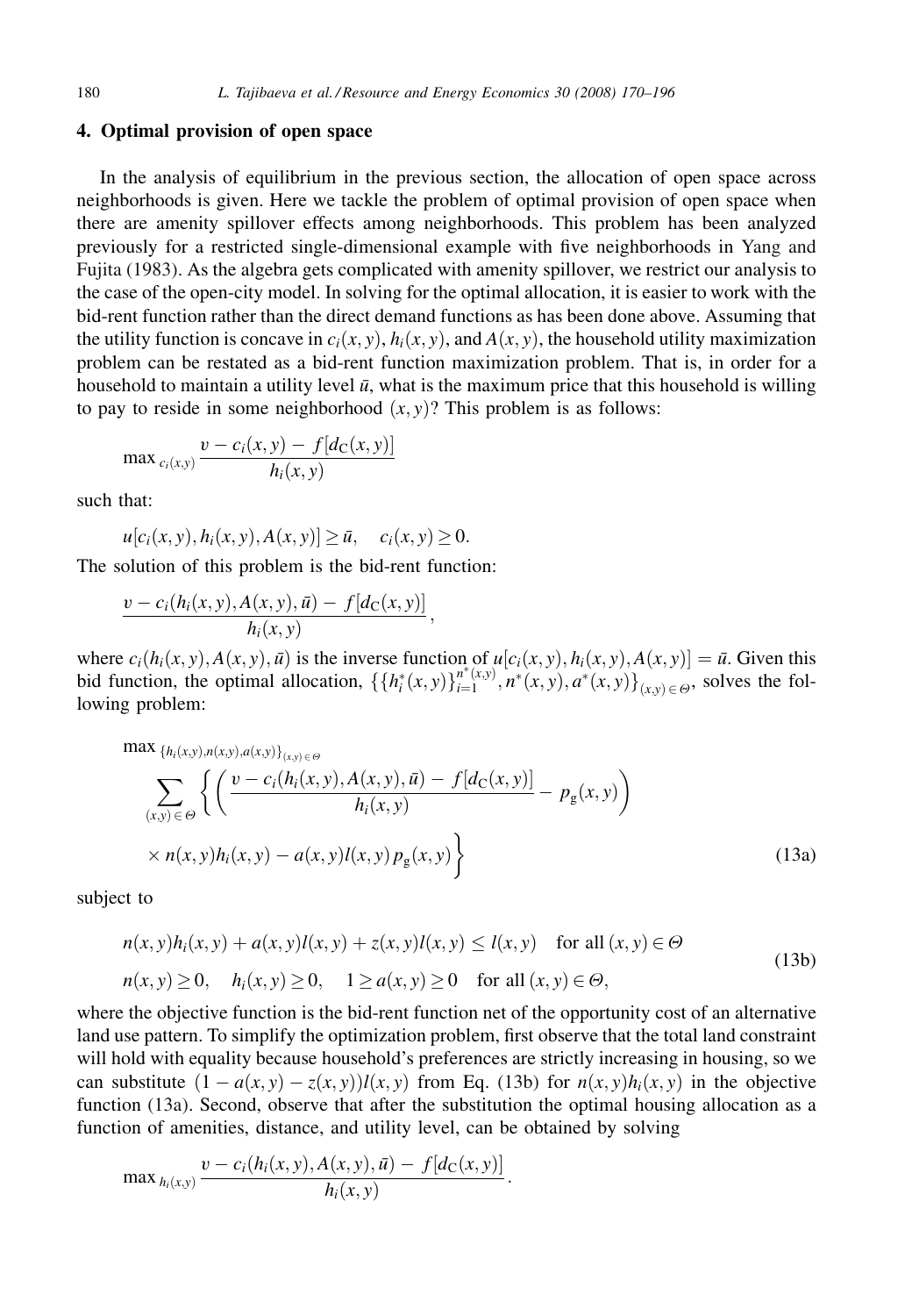## 4. Optimal provision of open space

In the analysis of equilibrium in the previous section, the allocation of open space across neighborhoods is given. Here we tackle the problem of optimal provision of open space when there are amenity spillover effects among neighborhoods. This problem has been analyzed previously for a restricted single-dimensional example with five neighborhoods in Yang and Fujita (1983). As the algebra gets complicated with amenity spillover, we restrict our analysis to the case of the open-city model. In solving for the optimal allocation, it is easier to work with the bid-rent function rather than the direct demand functions as has been done above. Assuming that the utility function is concave in $c_i(x,y)$, $h_i(x,y)$, and $A(x,y)$, the household utility maximization problem can be restated as a bid-rent function maximization problem. That is, in order for a household to maintain a utility level $\bar{u}$, what is the maximum price that this household is willing to pay to reside in some neighborhood $(x,y)$? This problem is as follows:

$$\max_{c_i(x,y)} \frac{v - c_i(x,y) - f[d_C(x,y)]}{h_i(x,y)}$$

such that:

$$u[c_i(x,y), h_i(x,y), A(x,y)] \geq \bar{u}, \quad c_i(x,y) \geq 0.$$

The solution of this problem is the bid-rent function:

$$\frac{v - c_i(h_i(x,y), A(x,y), \bar{u}) - f[d_C(x,y)]}{h_i(x,y)},$$

where $c_i(h_i(x,y), A(x,y), \bar{u})$ is the inverse function of $u[c_i(x,y), h_i(x,y), A(x,y)] = \bar{u}$. Given this bid function, the optimal allocation, $\{\{h_i^*(x,y)\}_{i=1}^{n^*(x,y)}, n^*(x,y), a^*(x,y)\}_{(x,y)\in\Theta}$, solves the following problem:

$$\max_{\{h_i(x,y), n(x,y), a(x,y)\}_{(x,y)\in\Theta}} \sum_{(x,y)\in\Theta} \left\{ \left( \frac{v - c_i(h_i(x,y), A(x,y), \bar{u}) - f[d_C(x,y)]}{h_i(x,y)} - p_g(x,y) \right) \times n(x,y)h_i(x,y) - a(x,y)l(x,y)\,p_g(x,y) \right\} \tag{13a}$$

subject to

$$\begin{aligned} &n(x,y)h_i(x,y) + a(x,y)l(x,y) + z(x,y)l(x,y) \leq l(x,y) \quad \text{for all } (x,y)\in\Theta \\ &n(x,y) \geq 0, \quad h_i(x,y) \geq 0, \quad 1 \geq a(x,y) \geq 0 \quad \text{for all } (x,y)\in\Theta, \end{aligned} \tag{13b}$$

where the objective function is the bid-rent function net of the opportunity cost of an alternative land use pattern. To simplify the optimization problem, first observe that the total land constraint will hold with equality because household's preferences are strictly increasing in housing, so we can substitute $(1 - a(x,y) - z(x,y))l(x,y)$ from Eq. (13b) for $n(x,y)h_i(x,y)$ in the objective function (13a). Second, observe that after the substitution the optimal housing allocation as a function of amenities, distance, and utility level, can be obtained by solving

$$\max_{h_i(x,y)} \frac{v - c_i(h_i(x,y), A(x,y), \bar{u}) - f[d_C(x,y)]}{h_i(x,y)}.$$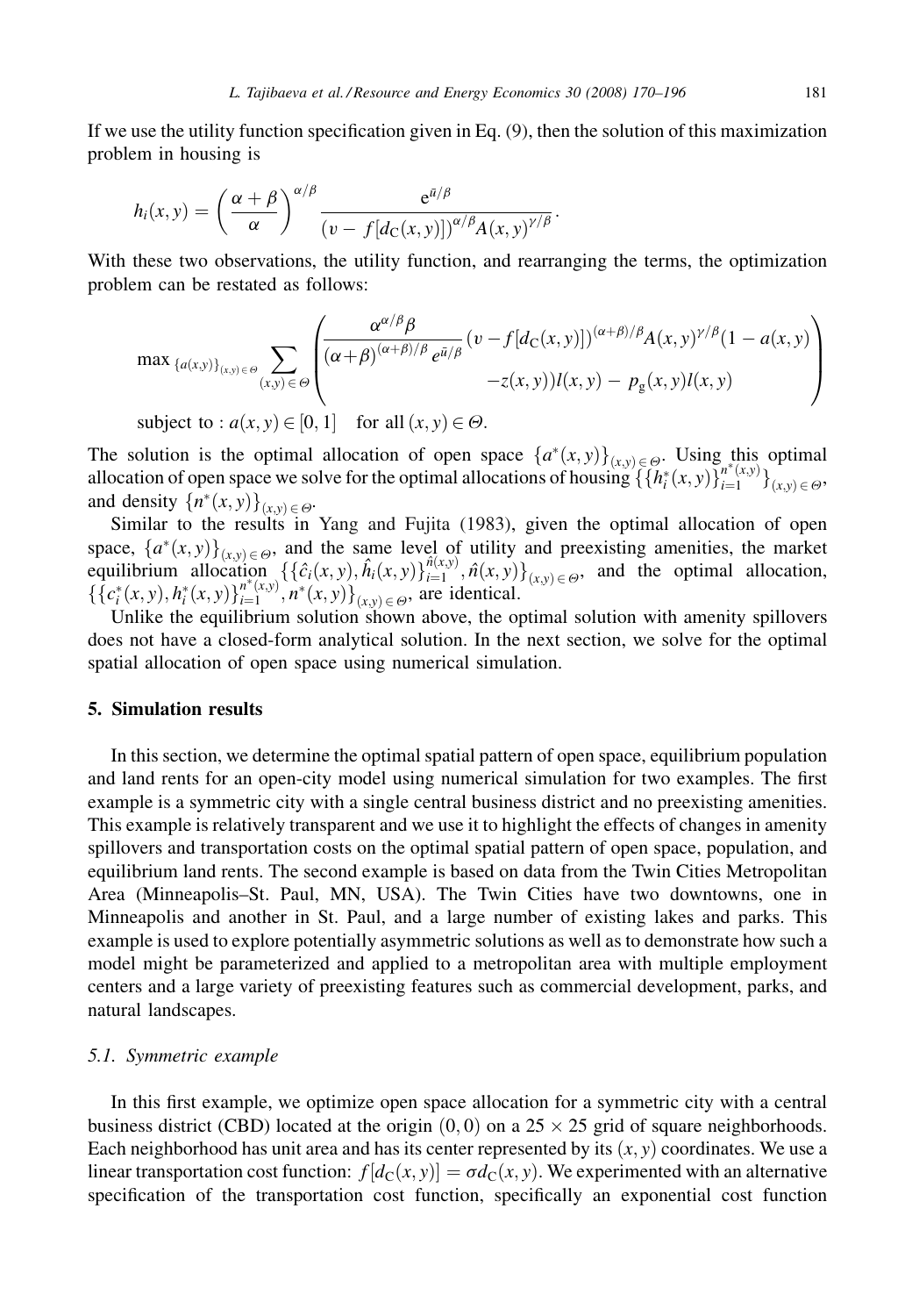If we use the utility function specification given in Eq. (9), then the solution of this maximization problem in housing is

$$h_i(x,y) = \left(\frac{\alpha+\beta}{\alpha}\right)^{\alpha/\beta} \frac{e^{\bar{u}/\beta}}{(v - f[d_C(x,y)])^{\alpha/\beta} A(x,y)^{\gamma/\beta}}.$$

With these two observations, the utility function, and rearranging the terms, the optimization problem can be restated as follows:

$$\max_{\{a(x,y)\}_{(x,y)\in\Theta}} \sum_{(x,y)\in\Theta} \left( \begin{array}{r} \dfrac{\alpha^{\alpha/\beta}\beta}{(\alpha+\beta)^{(\alpha+\beta)/\beta} e^{\bar{u}/\beta}} (v - f[d_C(x,y)])^{(\alpha+\beta)/\beta} A(x,y)^{\gamma/\beta} (1 - a(x,y) \\ -z(x,y)) l(x,y) - p_g(x,y) l(x,y) \end{array} \right)$$

subject to : $a(x,y) \in [0,1]$ for all $(x,y) \in \Theta$.

The solution is the optimal allocation of open space $\{a^*(x,y)\}_{(x,y)\in\Theta}$. Using this optimal allocation of open space we solve for the optimal allocations of housing $\{\{h_i^*(x,y)\}_{i=1}^{n^*(x,y)}\}_{(x,y)\in\Theta}$, and density $\{n^*(x,y)\}_{(x,y)\in\Theta}$.

Similar to the results in Yang and Fujita (1983), given the optimal allocation of open space, $\{a^*(x,y)\}_{(x,y)\in\Theta}$, and the same level of utility and preexisting amenities, the market equilibrium allocation $\{\{\hat{c}_i(x,y), \hat{h}_i(x,y)\}_{i=1}^{\hat{n}(x,y)}, \hat{n}(x,y)\}_{(x,y)\in\Theta}$, and the optimal allocation, $\{\{c_i^*(x,y), h_i^*(x,y)\}_{i=1}^{n^*(x,y)}, n^*(x,y)\}_{(x,y)\in\Theta}$, are identical.

Unlike the equilibrium solution shown above, the optimal solution with amenity spillovers does not have a closed-form analytical solution. In the next section, we solve for the optimal spatial allocation of open space using numerical simulation.

## 5. Simulation results

In this section, we determine the optimal spatial pattern of open space, equilibrium population and land rents for an open-city model using numerical simulation for two examples. The first example is a symmetric city with a single central business district and no preexisting amenities. This example is relatively transparent and we use it to highlight the effects of changes in amenity spillovers and transportation costs on the optimal spatial pattern of open space, population, and equilibrium land rents. The second example is based on data from the Twin Cities Metropolitan Area (Minneapolis–St. Paul, MN, USA). The Twin Cities have two downtowns, one in Minneapolis and another in St. Paul, and a large number of existing lakes and parks. This example is used to explore potentially asymmetric solutions as well as to demonstrate how such a model might be parameterized and applied to a metropolitan area with multiple employment centers and a large variety of preexisting features such as commercial development, parks, and natural landscapes.

### 5.1. Symmetric example

In this first example, we optimize open space allocation for a symmetric city with a central business district (CBD) located at the origin $(0,0)$ on a $25 \times 25$ grid of square neighborhoods. Each neighborhood has unit area and has its center represented by its $(x,y)$ coordinates. We use a linear transportation cost function: $f[d_C(x,y)] = \sigma d_C(x,y)$. We experimented with an alternative specification of the transportation cost function, specifically an exponential cost function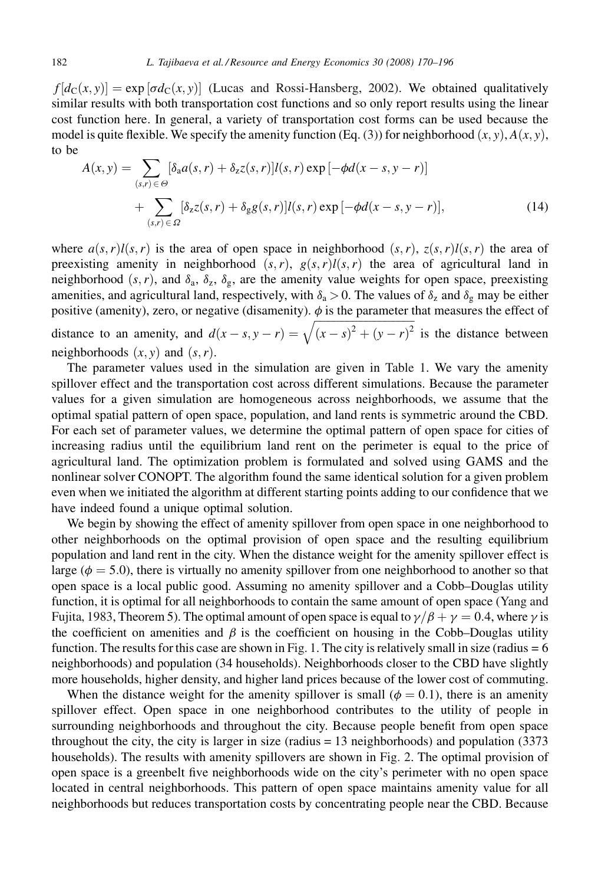$f[d_C(x, y)] = \exp[\sigma d_C(x, y)]$ (Lucas and Rossi-Hansberg, 2002). We obtained qualitatively similar results with both transportation cost functions and so only report results using the linear cost function here. In general, a variety of transportation cost forms can be used because the model is quite flexible. We specify the amenity function (Eq. (3)) for neighborhood $(x, y)$, $A(x, y)$, to be

$$A(x, y) = \sum_{(s,r) \in \Theta} [\delta_a a(s, r) + \delta_z z(s, r)] l(s, r) \exp[-\phi d(x - s, y - r)] + \sum_{(s,r) \in \Omega} [\delta_z z(s, r) + \delta_g g(s, r)] l(s, r) \exp[-\phi d(x - s, y - r)], \tag{14}$$

where $a(s, r)l(s, r)$ is the area of open space in neighborhood $(s, r)$, $z(s, r)l(s, r)$ the area of preexisting amenity in neighborhood $(s, r)$, $g(s, r)l(s, r)$ the area of agricultural land in neighborhood $(s, r)$, and $\delta_a$, $\delta_z$, $\delta_g$, are the amenity value weights for open space, preexisting amenities, and agricultural land, respectively, with $\delta_a > 0$. The values of $\delta_z$ and $\delta_g$ may be either positive (amenity), zero, or negative (disamenity). $\phi$ is the parameter that measures the effect of distance to an amenity, and $d(x - s, y - r) = \sqrt{(x - s)^2 + (y - r)^2}$ is the distance between neighborhoods $(x, y)$ and $(s, r)$.

The parameter values used in the simulation are given in Table 1. We vary the amenity spillover effect and the transportation cost across different simulations. Because the parameter values for a given simulation are homogeneous across neighborhoods, we assume that the optimal spatial pattern of open space, population, and land rents is symmetric around the CBD. For each set of parameter values, we determine the optimal pattern of open space for cities of increasing radius until the equilibrium land rent on the perimeter is equal to the price of agricultural land. The optimization problem is formulated and solved using GAMS and the nonlinear solver CONOPT. The algorithm found the same identical solution for a given problem even when we initiated the algorithm at different starting points adding to our confidence that we have indeed found a unique optimal solution.

We begin by showing the effect of amenity spillover from open space in one neighborhood to other neighborhoods on the optimal provision of open space and the resulting equilibrium population and land rent in the city. When the distance weight for the amenity spillover effect is large ($\phi = 5.0$), there is virtually no amenity spillover from one neighborhood to another so that open space is a local public good. Assuming no amenity spillover and a Cobb–Douglas utility function, it is optimal for all neighborhoods to contain the same amount of open space (Yang and Fujita, 1983, Theorem 5). The optimal amount of open space is equal to $\gamma/\beta + \gamma = 0.4$, where $\gamma$ is the coefficient on amenities and $\beta$ is the coefficient on housing in the Cobb–Douglas utility function. The results for this case are shown in Fig. 1. The city is relatively small in size (radius = 6 neighborhoods) and population (34 households). Neighborhoods closer to the CBD have slightly more households, higher density, and higher land prices because of the lower cost of commuting.

When the distance weight for the amenity spillover is small ($\phi = 0.1$), there is an amenity spillover effect. Open space in one neighborhood contributes to the utility of people in surrounding neighborhoods and throughout the city. Because people benefit from open space throughout the city, the city is larger in size (radius = 13 neighborhoods) and population (3373 households). The results with amenity spillovers are shown in Fig. 2. The optimal provision of open space is a greenbelt five neighborhoods wide on the city's perimeter with no open space located in central neighborhoods. This pattern of open space maintains amenity value for all neighborhoods but reduces transportation costs by concentrating people near the CBD. Because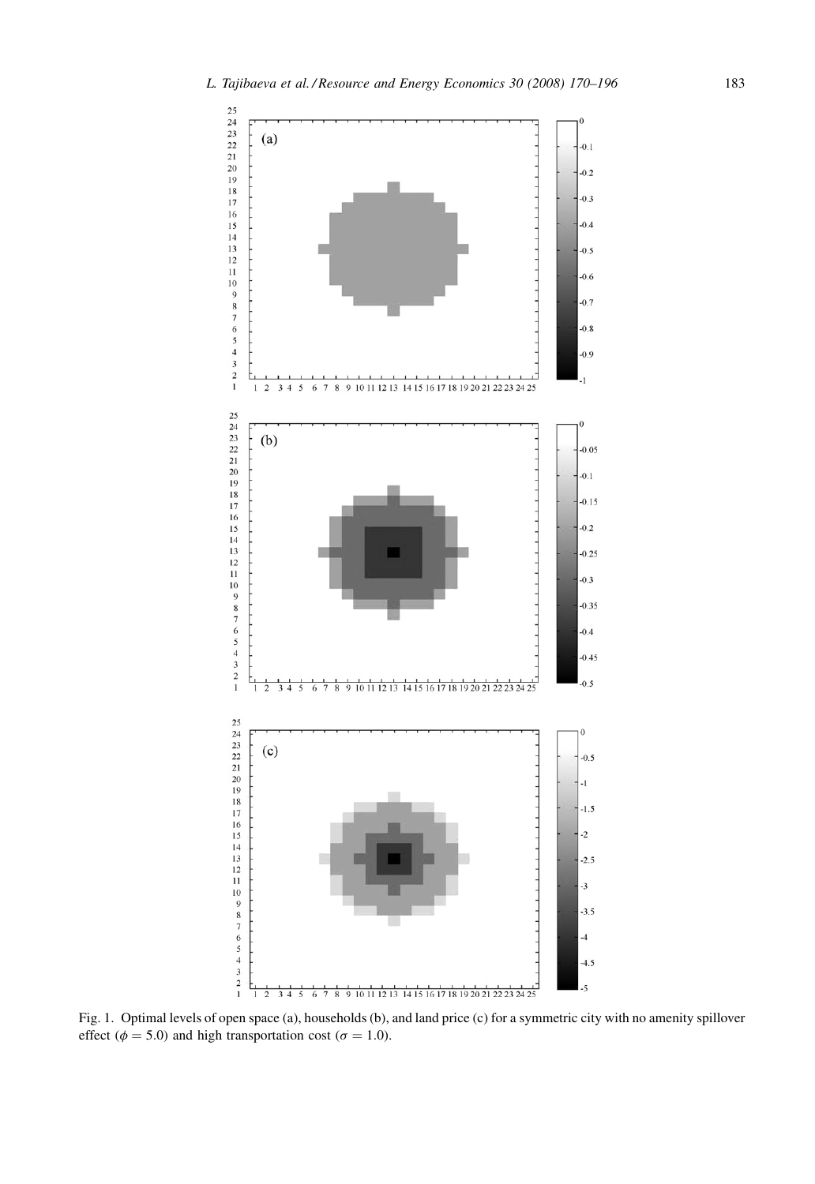Fig. 1. Optimal levels of open space (a), households (b), and land price (c) for a symmetric city with no amenity spillover effect ($\phi = 5.0$) and high transportation cost ($\sigma = 1.0$).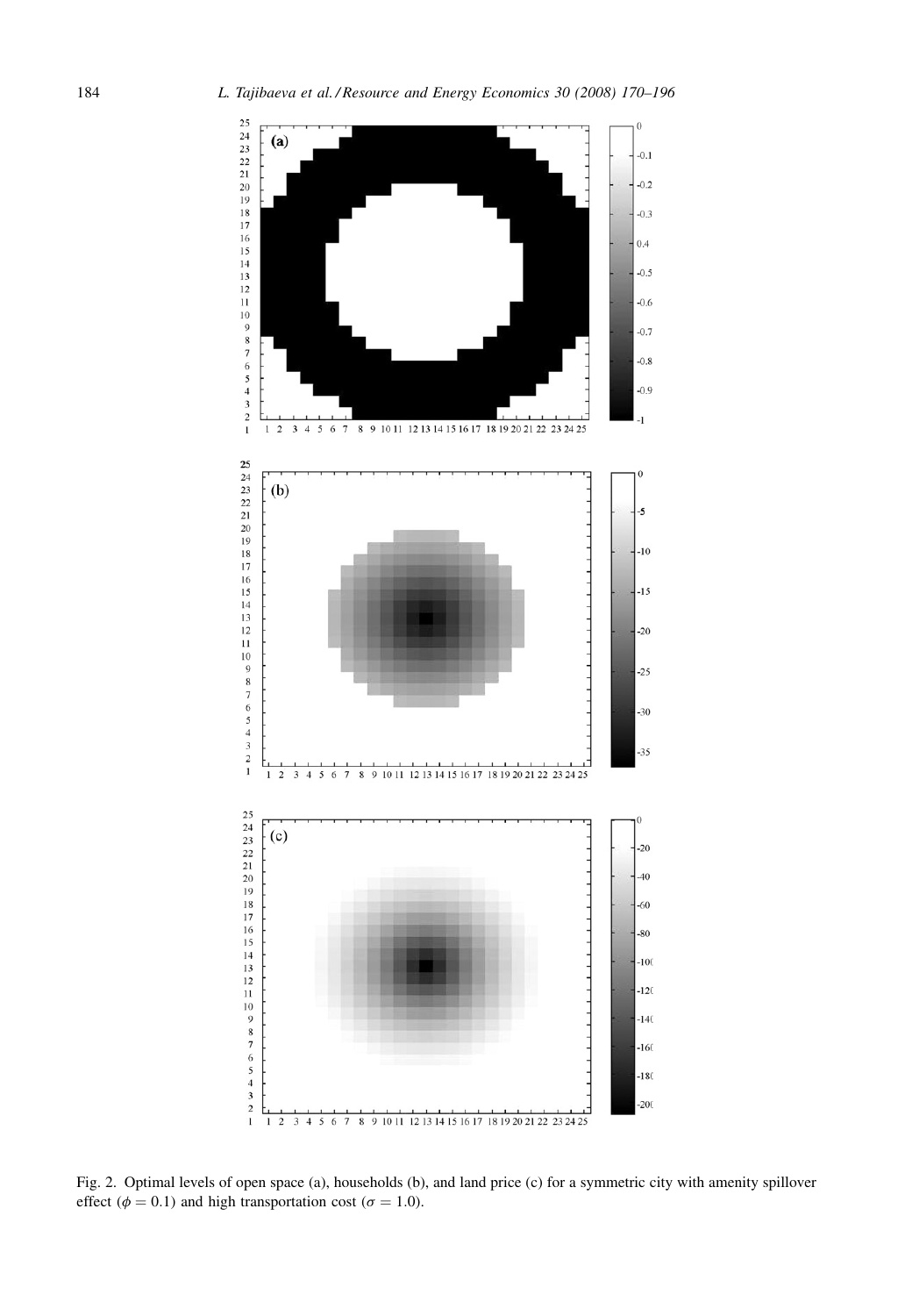Fig. 2. Optimal levels of open space (a), households (b), and land price (c) for a symmetric city with amenity spillover effect ($\phi = 0.1$) and high transportation cost ($\sigma = 1.0$).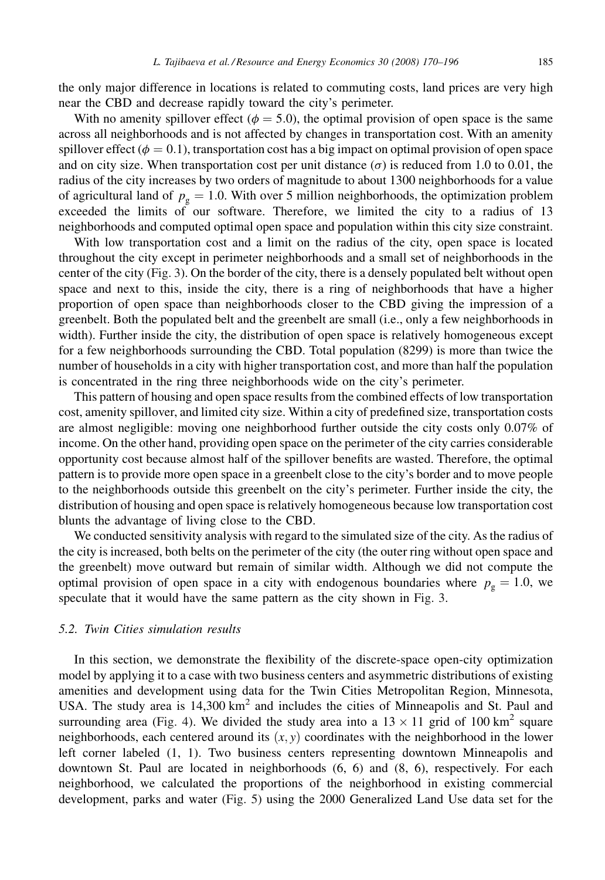the only major difference in locations is related to commuting costs, land prices are very high near the CBD and decrease rapidly toward the city's perimeter.

With no amenity spillover effect ($\phi = 5.0$), the optimal provision of open space is the same across all neighborhoods and is not affected by changes in transportation cost. With an amenity spillover effect ($\phi = 0.1$), transportation cost has a big impact on optimal provision of open space and on city size. When transportation cost per unit distance ($\sigma$) is reduced from 1.0 to 0.01, the radius of the city increases by two orders of magnitude to about 1300 neighborhoods for a value of agricultural land of $p_g = 1.0$. With over 5 million neighborhoods, the optimization problem exceeded the limits of our software. Therefore, we limited the city to a radius of 13 neighborhoods and computed optimal open space and population within this city size constraint.

With low transportation cost and a limit on the radius of the city, open space is located throughout the city except in perimeter neighborhoods and a small set of neighborhoods in the center of the city (Fig. 3). On the border of the city, there is a densely populated belt without open space and next to this, inside the city, there is a ring of neighborhoods that have a higher proportion of open space than neighborhoods closer to the CBD giving the impression of a greenbelt. Both the populated belt and the greenbelt are small (i.e., only a few neighborhoods in width). Further inside the city, the distribution of open space is relatively homogeneous except for a few neighborhoods surrounding the CBD. Total population (8299) is more than twice the number of households in a city with higher transportation cost, and more than half the population is concentrated in the ring three neighborhoods wide on the city's perimeter.

This pattern of housing and open space results from the combined effects of low transportation cost, amenity spillover, and limited city size. Within a city of predefined size, transportation costs are almost negligible: moving one neighborhood further outside the city costs only 0.07% of income. On the other hand, providing open space on the perimeter of the city carries considerable opportunity cost because almost half of the spillover benefits are wasted. Therefore, the optimal pattern is to provide more open space in a greenbelt close to the city's border and to move people to the neighborhoods outside this greenbelt on the city's perimeter. Further inside the city, the distribution of housing and open space is relatively homogeneous because low transportation cost blunts the advantage of living close to the CBD.

We conducted sensitivity analysis with regard to the simulated size of the city. As the radius of the city is increased, both belts on the perimeter of the city (the outer ring without open space and the greenbelt) move outward but remain of similar width. Although we did not compute the optimal provision of open space in a city with endogenous boundaries where $p_g = 1.0$, we speculate that it would have the same pattern as the city shown in Fig. 3.

### 5.2. Twin Cities simulation results

In this section, we demonstrate the flexibility of the discrete-space open-city optimization model by applying it to a case with two business centers and asymmetric distributions of existing amenities and development using data for the Twin Cities Metropolitan Region, Minnesota, USA. The study area is 14,300 $\text{km}^2$ and includes the cities of Minneapolis and St. Paul and surrounding area (Fig. 4). We divided the study area into a $13 \times 11$ grid of 100 $\text{km}^2$ square neighborhoods, each centered around its $(x, y)$ coordinates with the neighborhood in the lower left corner labeled (1, 1). Two business centers representing downtown Minneapolis and downtown St. Paul are located in neighborhoods (6, 6) and (8, 6), respectively. For each neighborhood, we calculated the proportions of the neighborhood in existing commercial development, parks and water (Fig. 5) using the 2000 Generalized Land Use data set for the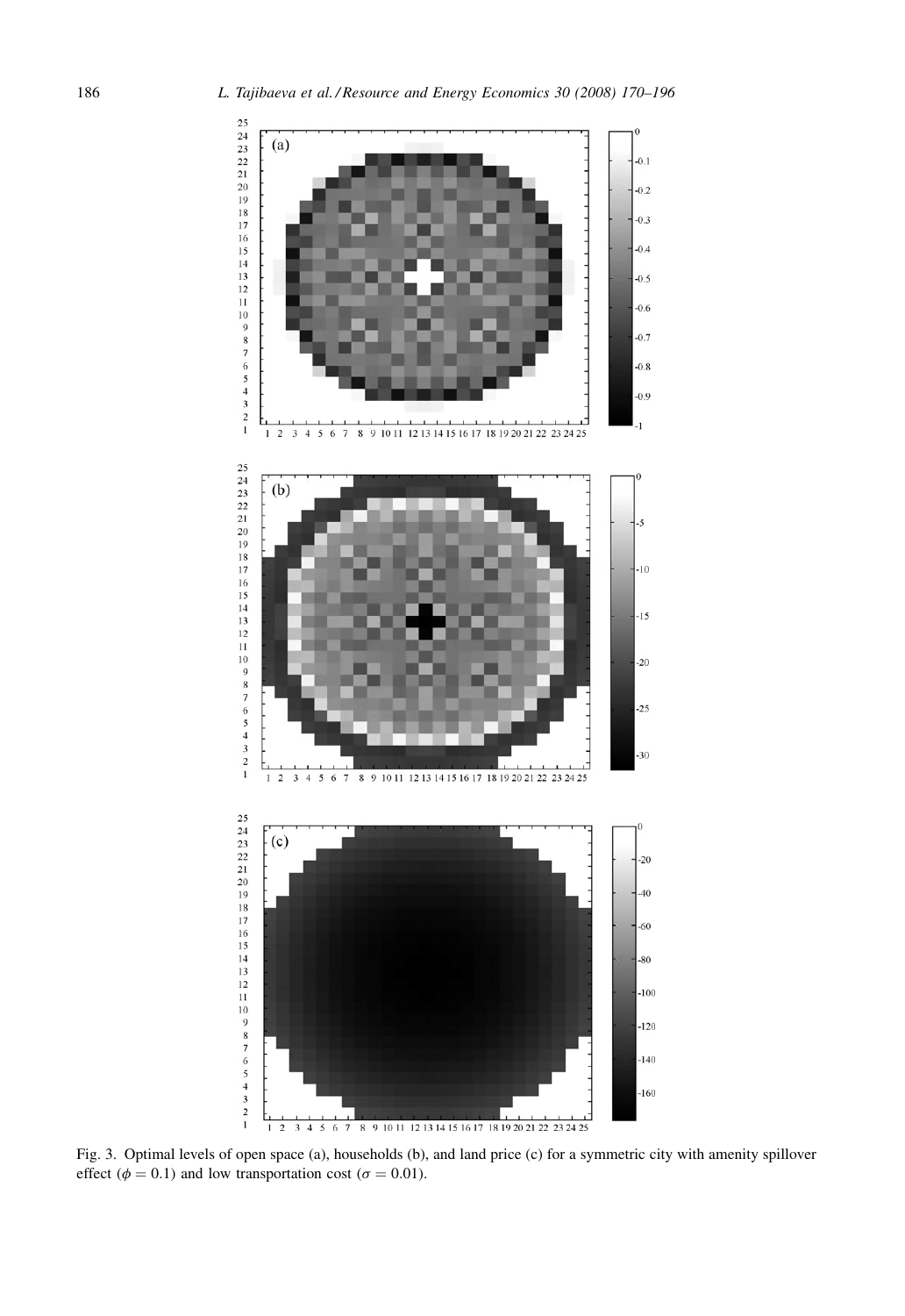Fig. 3. Optimal levels of open space (a), households (b), and land price (c) for a symmetric city with amenity spillover effect ($\phi = 0.1$) and low transportation cost ($\sigma = 0.01$).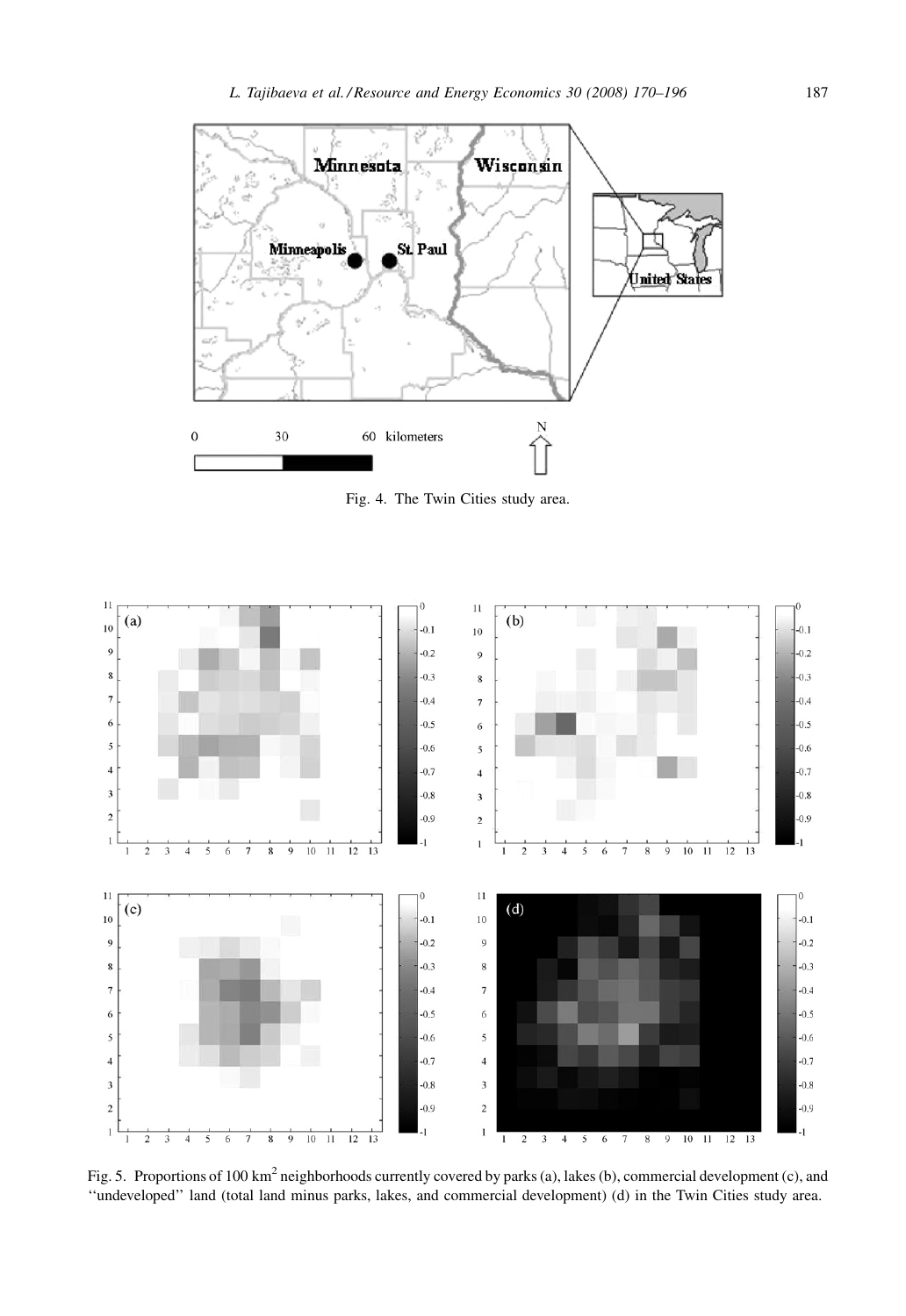Fig. 4. The Twin Cities study area.

Fig. 5. Proportions of 100 km$^2$ neighborhoods currently covered by parks (a), lakes (b), commercial development (c), and ''undeveloped'' land (total land minus parks, lakes, and commercial development) (d) in the Twin Cities study area.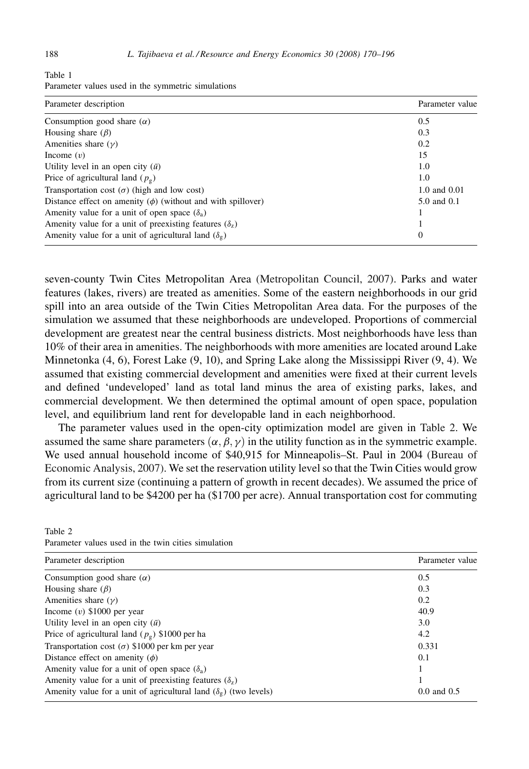Table 1
Parameter values used in the symmetric simulations

| Parameter description | Parameter value |
|---|---|
| Consumption good share ($\alpha$) | 0.5 |
| Housing share ($\beta$) | 0.3 |
| Amenities share ($\gamma$) | 0.2 |
| Income ($v$) | 15 |
| Utility level in an open city ($\bar{u}$) | 1.0 |
| Price of agricultural land ($p_g$) | 1.0 |
| Transportation cost ($\sigma$) (high and low cost) | 1.0 and 0.01 |
| Distance effect on amenity ($\phi$) (without and with spillover) | 5.0 and 0.1 |
| Amenity value for a unit of open space ($\delta_a$) | 1 |
| Amenity value for a unit of preexisting features ($\delta_z$) | 1 |
| Amenity value for a unit of agricultural land ($\delta_g$) | 0 |

seven-county Twin Cites Metropolitan Area (Metropolitan Council, 2007). Parks and water features (lakes, rivers) are treated as amenities. Some of the eastern neighborhoods in our grid spill into an area outside of the Twin Cities Metropolitan Area data. For the purposes of the simulation we assumed that these neighborhoods are undeveloped. Proportions of commercial development are greatest near the central business districts. Most neighborhoods have less than 10% of their area in amenities. The neighborhoods with more amenities are located around Lake Minnetonka (4, 6), Forest Lake (9, 10), and Spring Lake along the Mississippi River (9, 4). We assumed that existing commercial development and amenities were fixed at their current levels and defined 'undeveloped' land as total land minus the area of existing parks, lakes, and commercial development. We then determined the optimal amount of open space, population level, and equilibrium land rent for developable land in each neighborhood.

The parameter values used in the open-city optimization model are given in Table 2. We assumed the same share parameters $(\alpha, \beta, \gamma)$ in the utility function as in the symmetric example. We used annual household income of \$40,915 for Minneapolis–St. Paul in 2004 (Bureau of Economic Analysis, 2007). We set the reservation utility level so that the Twin Cities would grow from its current size (continuing a pattern of growth in recent decades). We assumed the price of agricultural land to be \$4200 per ha (\$1700 per acre). Annual transportation cost for commuting

Table 2
Parameter values used in the twin cities simulation

| Parameter description | Parameter value |
|---|---|
| Consumption good share ($\alpha$) | 0.5 |
| Housing share ($\beta$) | 0.3 |
| Amenities share ($\gamma$) | 0.2 |
| Income ($v$) \$1000 per year | 40.9 |
| Utility level in an open city ($\bar{u}$) | 3.0 |
| Price of agricultural land ($p_g$) \$1000 per ha | 4.2 |
| Transportation cost ($\sigma$) \$1000 per km per year | 0.331 |
| Distance effect on amenity ($\phi$) | 0.1 |
| Amenity value for a unit of open space ($\delta_a$) | 1 |
| Amenity value for a unit of preexisting features ($\delta_z$) | 1 |
| Amenity value for a unit of agricultural land ($\delta_g$) (two levels) | 0.0 and 0.5 |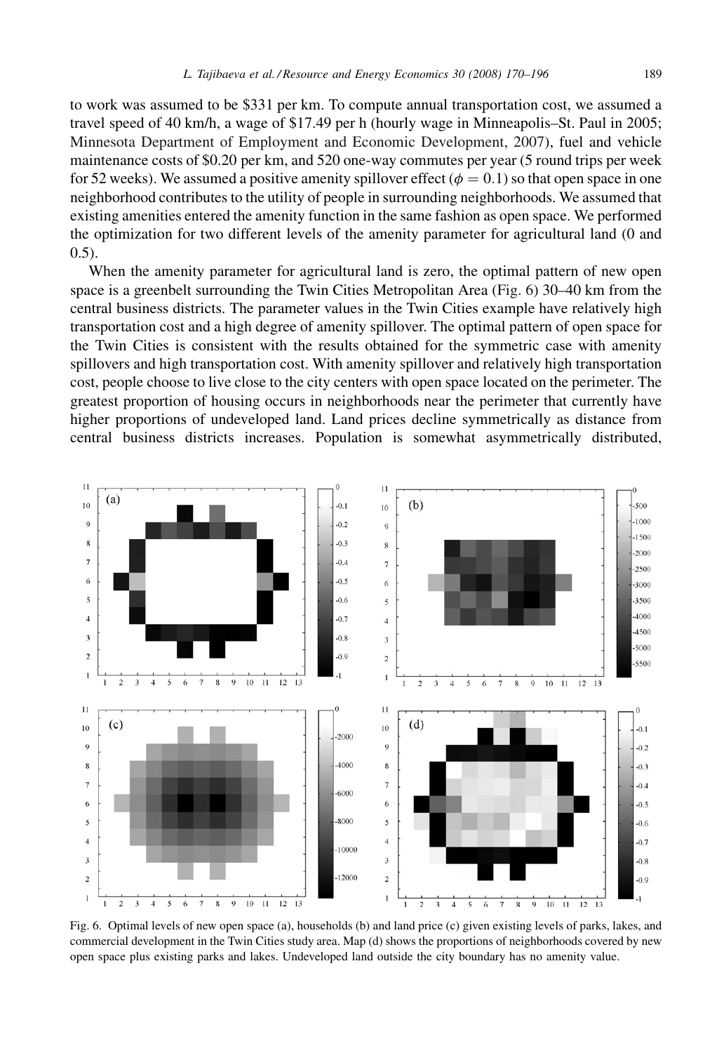to work was assumed to be \$331 per km. To compute annual transportation cost, we assumed a travel speed of 40 km/h, a wage of \$17.49 per h (hourly wage in Minneapolis–St. Paul in 2005; Minnesota Department of Employment and Economic Development, 2007), fuel and vehicle maintenance costs of \$0.20 per km, and 520 one-way commutes per year (5 round trips per week for 52 weeks). We assumed a positive amenity spillover effect ($\phi = 0.1$) so that open space in one neighborhood contributes to the utility of people in surrounding neighborhoods. We assumed that existing amenities entered the amenity function in the same fashion as open space. We performed the optimization for two different levels of the amenity parameter for agricultural land (0 and 0.5).

When the amenity parameter for agricultural land is zero, the optimal pattern of new open space is a greenbelt surrounding the Twin Cities Metropolitan Area (Fig. 6) 30–40 km from the central business districts. The parameter values in the Twin Cities example have relatively high transportation cost and a high degree of amenity spillover. The optimal pattern of open space for the Twin Cities is consistent with the results obtained for the symmetric case with amenity spillovers and high transportation cost. With amenity spillover and relatively high transportation cost, people choose to live close to the city centers with open space located on the perimeter. The greatest proportion of housing occurs in neighborhoods near the perimeter that currently have higher proportions of undeveloped land. Land prices decline symmetrically as distance from central business districts increases. Population is somewhat asymmetrically distributed,

Fig. 6. Optimal levels of new open space (a), households (b) and land price (c) given existing levels of parks, lakes, and commercial development in the Twin Cities study area. Map (d) shows the proportions of neighborhoods covered by new open space plus existing parks and lakes. Undeveloped land outside the city boundary has no amenity value.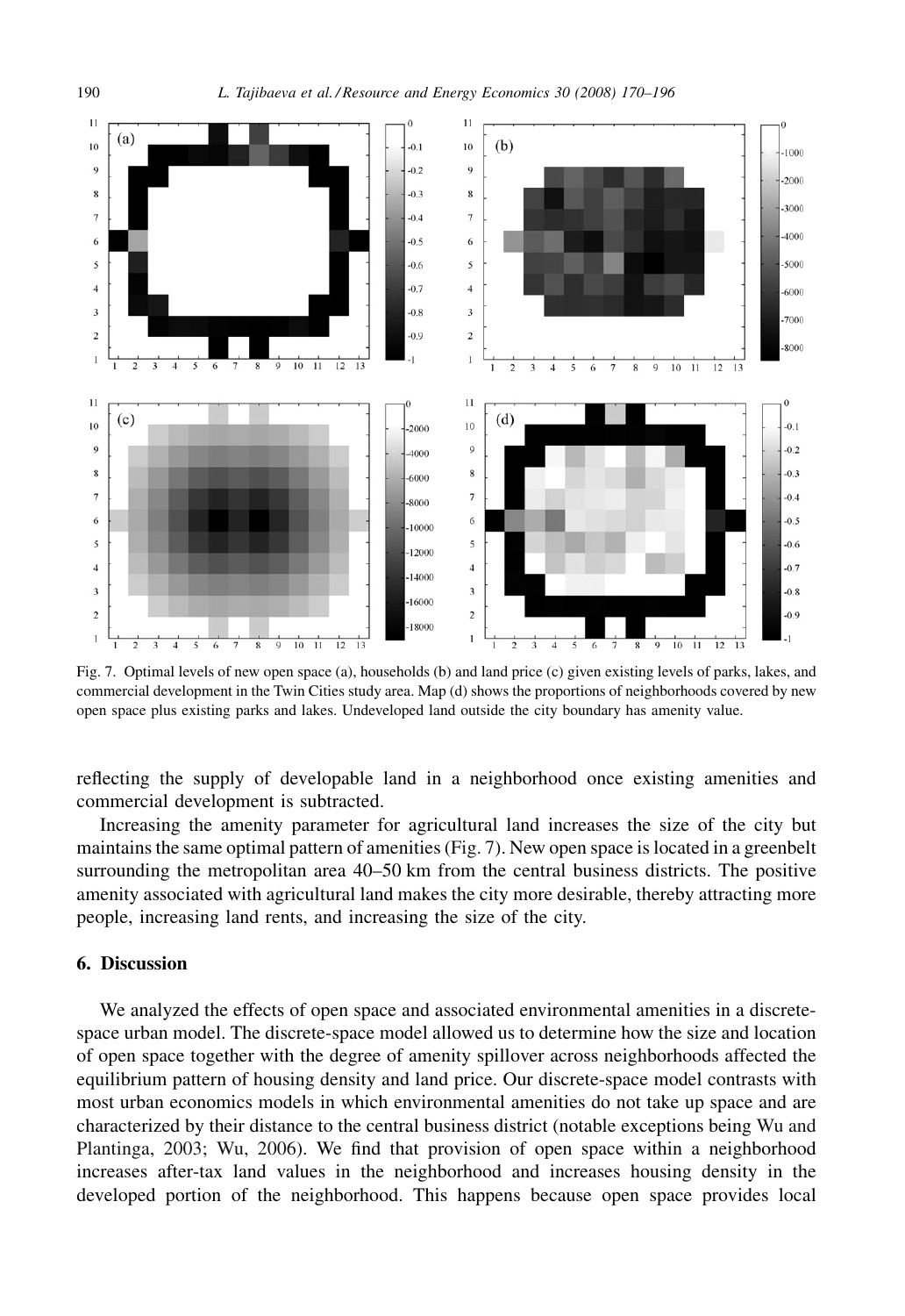Fig. 7. Optimal levels of new open space (a), households (b) and land price (c) given existing levels of parks, lakes, and commercial development in the Twin Cities study area. Map (d) shows the proportions of neighborhoods covered by new open space plus existing parks and lakes. Undeveloped land outside the city boundary has amenity value.

reflecting the supply of developable land in a neighborhood once existing amenities and commercial development is subtracted.

Increasing the amenity parameter for agricultural land increases the size of the city but maintains the same optimal pattern of amenities (Fig. 7). New open space is located in a greenbelt surrounding the metropolitan area 40–50 km from the central business districts. The positive amenity associated with agricultural land makes the city more desirable, thereby attracting more people, increasing land rents, and increasing the size of the city.

## 6. Discussion

We analyzed the effects of open space and associated environmental amenities in a discrete-space urban model. The discrete-space model allowed us to determine how the size and location of open space together with the degree of amenity spillover across neighborhoods affected the equilibrium pattern of housing density and land price. Our discrete-space model contrasts with most urban economics models in which environmental amenities do not take up space and are characterized by their distance to the central business district (notable exceptions being Wu and Plantinga, 2003; Wu, 2006). We find that provision of open space within a neighborhood increases after-tax land values in the neighborhood and increases housing density in the developed portion of the neighborhood. This happens because open space provides local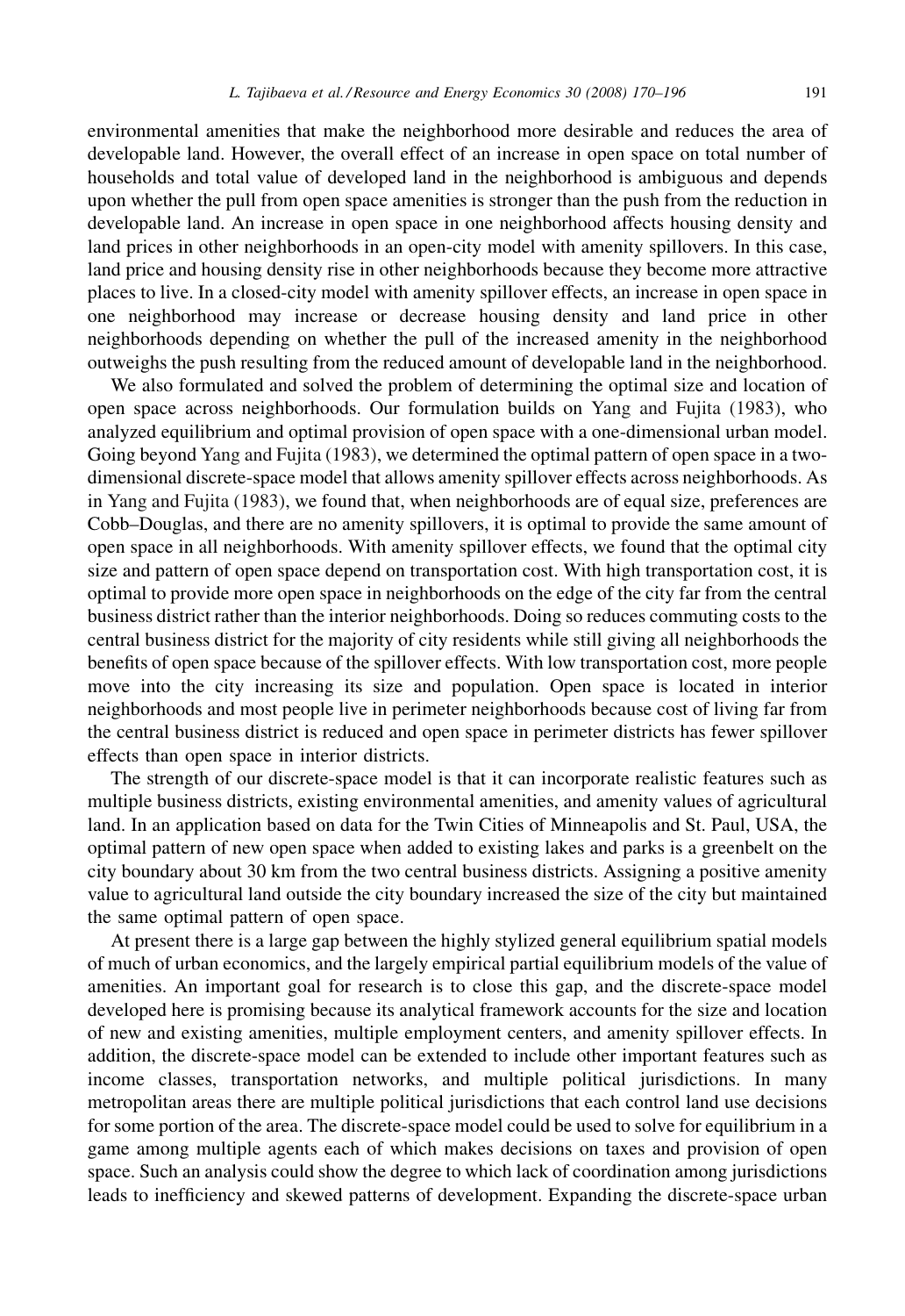environmental amenities that make the neighborhood more desirable and reduces the area of developable land. However, the overall effect of an increase in open space on total number of households and total value of developed land in the neighborhood is ambiguous and depends upon whether the pull from open space amenities is stronger than the push from the reduction in developable land. An increase in open space in one neighborhood affects housing density and land prices in other neighborhoods in an open-city model with amenity spillovers. In this case, land price and housing density rise in other neighborhoods because they become more attractive places to live. In a closed-city model with amenity spillover effects, an increase in open space in one neighborhood may increase or decrease housing density and land price in other neighborhoods depending on whether the pull of the increased amenity in the neighborhood outweighs the push resulting from the reduced amount of developable land in the neighborhood.

We also formulated and solved the problem of determining the optimal size and location of open space across neighborhoods. Our formulation builds on Yang and Fujita (1983), who analyzed equilibrium and optimal provision of open space with a one-dimensional urban model. Going beyond Yang and Fujita (1983), we determined the optimal pattern of open space in a two-dimensional discrete-space model that allows amenity spillover effects across neighborhoods. As in Yang and Fujita (1983), we found that, when neighborhoods are of equal size, preferences are Cobb–Douglas, and there are no amenity spillovers, it is optimal to provide the same amount of open space in all neighborhoods. With amenity spillover effects, we found that the optimal city size and pattern of open space depend on transportation cost. With high transportation cost, it is optimal to provide more open space in neighborhoods on the edge of the city far from the central business district rather than the interior neighborhoods. Doing so reduces commuting costs to the central business district for the majority of city residents while still giving all neighborhoods the benefits of open space because of the spillover effects. With low transportation cost, more people move into the city increasing its size and population. Open space is located in interior neighborhoods and most people live in perimeter neighborhoods because cost of living far from the central business district is reduced and open space in perimeter districts has fewer spillover effects than open space in interior districts.

The strength of our discrete-space model is that it can incorporate realistic features such as multiple business districts, existing environmental amenities, and amenity values of agricultural land. In an application based on data for the Twin Cities of Minneapolis and St. Paul, USA, the optimal pattern of new open space when added to existing lakes and parks is a greenbelt on the city boundary about 30 km from the two central business districts. Assigning a positive amenity value to agricultural land outside the city boundary increased the size of the city but maintained the same optimal pattern of open space.

At present there is a large gap between the highly stylized general equilibrium spatial models of much of urban economics, and the largely empirical partial equilibrium models of the value of amenities. An important goal for research is to close this gap, and the discrete-space model developed here is promising because its analytical framework accounts for the size and location of new and existing amenities, multiple employment centers, and amenity spillover effects. In addition, the discrete-space model can be extended to include other important features such as income classes, transportation networks, and multiple political jurisdictions. In many metropolitan areas there are multiple political jurisdictions that each control land use decisions for some portion of the area. The discrete-space model could be used to solve for equilibrium in a game among multiple agents each of which makes decisions on taxes and provision of open space. Such an analysis could show the degree to which lack of coordination among jurisdictions leads to inefficiency and skewed patterns of development. Expanding the discrete-space urban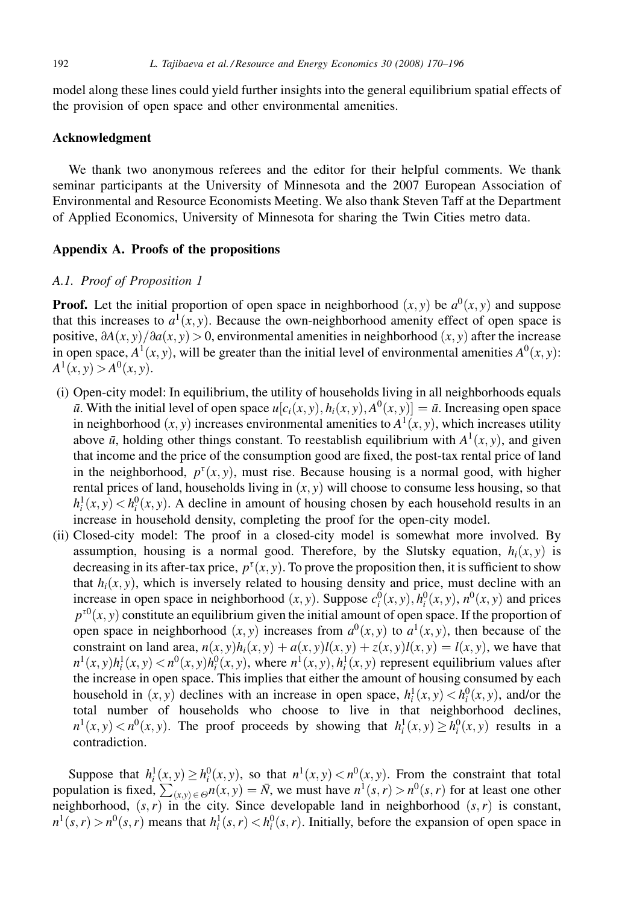model along these lines could yield further insights into the general equilibrium spatial effects of the provision of open space and other environmental amenities.

## Acknowledgment

We thank two anonymous referees and the editor for their helpful comments. We thank seminar participants at the University of Minnesota and the 2007 European Association of Environmental and Resource Economists Meeting. We also thank Steven Taff at the Department of Applied Economics, University of Minnesota for sharing the Twin Cities metro data.

## Appendix A. Proofs of the propositions

### A.1. Proof of Proposition 1

**Proof.** Let the initial proportion of open space in neighborhood $(x, y)$ be $a^0(x, y)$ and suppose that this increases to $a^1(x, y)$. Because the own-neighborhood amenity effect of open space is positive, $\partial A(x, y)/\partial a(x, y) > 0$, environmental amenities in neighborhood $(x, y)$ after the increase in open space, $A^1(x, y)$, will be greater than the initial level of environmental amenities $A^0(x, y)$: $A^1(x, y) > A^0(x, y)$.

(i) Open-city model: In equilibrium, the utility of households living in all neighborhoods equals $\bar{u}$. With the initial level of open space $u[c_i(x, y), h_i(x, y), A^0(x, y)] = \bar{u}$. Increasing open space in neighborhood $(x, y)$ increases environmental amenities to $A^1(x, y)$, which increases utility above $\bar{u}$, holding other things constant. To reestablish equilibrium with $A^1(x, y)$, and given that income and the price of the consumption good are fixed, the post-tax rental price of land in the neighborhood, $p^\tau(x, y)$, must rise. Because housing is a normal good, with higher rental prices of land, households living in $(x, y)$ will choose to consume less housing, so that $h_i^1(x, y) < h_i^0(x, y)$. A decline in amount of housing chosen by each household results in an increase in household density, completing the proof for the open-city model.

(ii) Closed-city model: The proof in a closed-city model is somewhat more involved. By assumption, housing is a normal good. Therefore, by the Slutsky equation, $h_i(x, y)$ is decreasing in its after-tax price, $p^\tau(x, y)$. To prove the proposition then, it is sufficient to show that $h_i(x, y)$, which is inversely related to housing density and price, must decline with an increase in open space in neighborhood $(x, y)$. Suppose $c_i^0(x, y), h_i^0(x, y)$, $n^0(x, y)$ and prices $p^{\tau 0}(x, y)$ constitute an equilibrium given the initial amount of open space. If the proportion of open space in neighborhood $(x, y)$ increases from $a^0(x, y)$ to $a^1(x, y)$, then because of the constraint on land area, $n(x, y)h_i(x, y) + a(x, y)l(x, y) + z(x, y)l(x, y) = l(x, y)$, we have that $n^1(x, y)h_i^1(x, y) < n^0(x, y)h_i^0(x, y)$, where $n^1(x, y), h_i^1(x, y)$ represent equilibrium values after the increase in open space. This implies that either the amount of housing consumed by each household in $(x, y)$ declines with an increase in open space, $h_i^1(x, y) < h_i^0(x, y)$, and/or the total number of households who choose to live in that neighborhood declines, $n^1(x, y) < n^0(x, y)$. The proof proceeds by showing that $h_i^1(x, y) \geq h_i^0(x, y)$ results in a contradiction.

Suppose that $h_i^1(x, y) \geq h_i^0(x, y)$, so that $n^1(x, y) < n^0(x, y)$. From the constraint that total population is fixed, $\sum_{(x,y) \in \Theta} n(x, y) = \bar{N}$, we must have $n^1(s, r) > n^0(s, r)$ for at least one other neighborhood, $(s, r)$ in the city. Since developable land in neighborhood $(s, r)$ is constant, $n^1(s, r) > n^0(s, r)$ means that $h_i^1(s, r) < h_i^0(s, r)$. Initially, before the expansion of open space in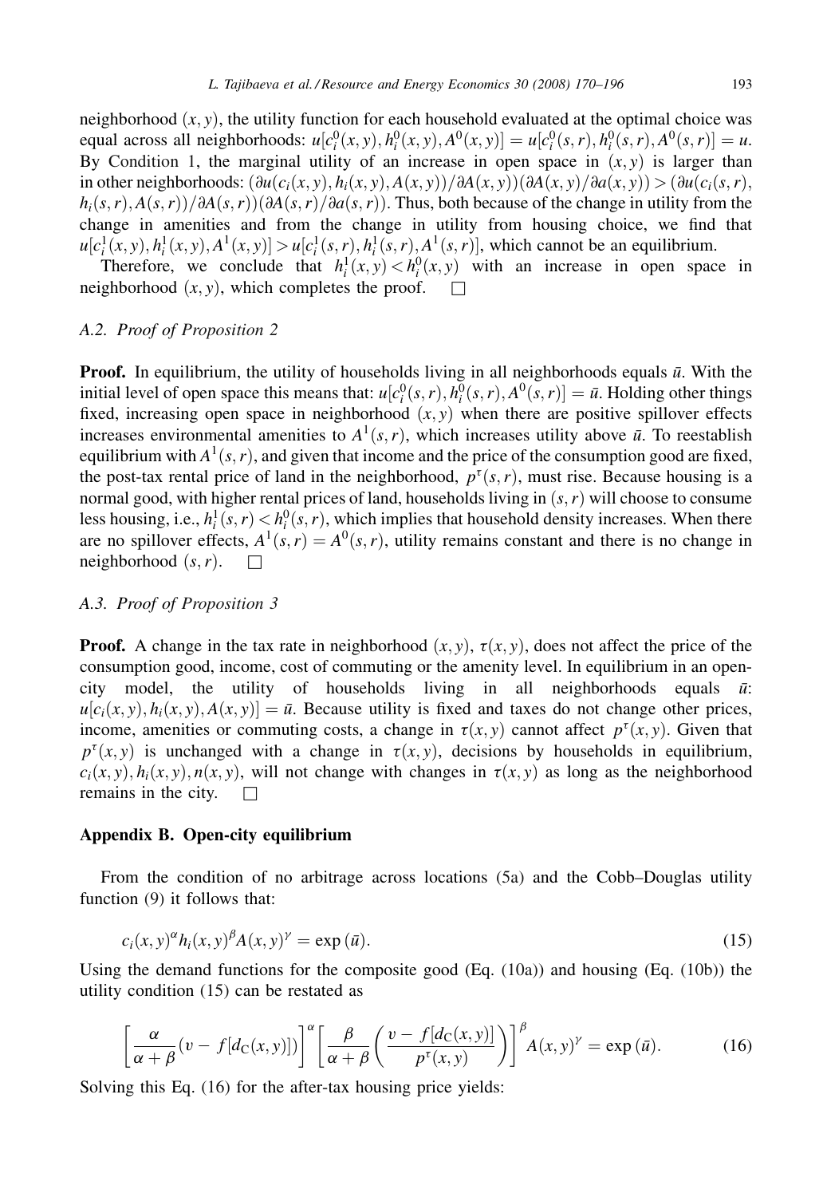neighborhood $(x, y)$, the utility function for each household evaluated at the optimal choice was equal across all neighborhoods: $u[c_i^0(x,y), h_i^0(x,y), A^0(x,y)] = u[c_i^0(s,r), h_i^0(s,r), A^0(s,r)] = u$. By Condition 1, the marginal utility of an increase in open space in $(x, y)$ is larger than in other neighborhoods: $(\partial u(c_i(x,y), h_i(x,y), A(x,y))/\partial A(x,y))(\partial A(x,y)/\partial a(x,y)) > (\partial u(c_i(s,r), h_i(s,r), A(s,r))/\partial A(s,r))(\partial A(s,r)/\partial a(s,r))$. Thus, both because of the change in utility from the change in amenities and from the change in utility from housing choice, we find that $u[c_i^1(x,y), h_i^1(x,y), A^1(x,y)] > u[c_i^1(s,r), h_i^1(s,r), A^1(s,r)]$, which cannot be an equilibrium.

Therefore, we conclude that $h_i^1(x,y) < h_i^0(x,y)$ with an increase in open space in neighborhood $(x, y)$, which completes the proof. □

### A.2. Proof of Proposition 2

**Proof.** In equilibrium, the utility of households living in all neighborhoods equals $\bar{u}$. With the initial level of open space this means that: $u[c_i^0(s,r), h_i^0(s,r), A^0(s,r)] = \bar{u}$. Holding other things fixed, increasing open space in neighborhood $(x, y)$ when there are positive spillover effects increases environmental amenities to $A^1(s,r)$, which increases utility above $\bar{u}$. To reestablish equilibrium with $A^1(s,r)$, and given that income and the price of the consumption good are fixed, the post-tax rental price of land in the neighborhood, $p^\tau(s,r)$, must rise. Because housing is a normal good, with higher rental prices of land, households living in $(s, r)$ will choose to consume less housing, i.e., $h_i^1(s,r) < h_i^0(s,r)$, which implies that household density increases. When there are no spillover effects, $A^1(s,r) = A^0(s,r)$, utility remains constant and there is no change in neighborhood $(s, r)$. □

### A.3. Proof of Proposition 3

**Proof.** A change in the tax rate in neighborhood $(x, y)$, $\tau(x,y)$, does not affect the price of the consumption good, income, cost of commuting or the amenity level. In equilibrium in an open-city model, the utility of households living in all neighborhoods equals $\bar{u}$: $u[c_i(x,y), h_i(x,y), A(x,y)] = \bar{u}$. Because utility is fixed and taxes do not change other prices, income, amenities or commuting costs, a change in $\tau(x,y)$ cannot affect $p^\tau(x,y)$. Given that $p^\tau(x,y)$ is unchanged with a change in $\tau(x,y)$, decisions by households in equilibrium, $c_i(x,y), h_i(x,y), n(x,y)$, will not change with changes in $\tau(x,y)$ as long as the neighborhood remains in the city. □

## Appendix B. Open-city equilibrium

From the condition of no arbitrage across locations (5a) and the Cobb–Douglas utility function (9) it follows that:

$$c_i(x,y)^\alpha h_i(x,y)^\beta A(x,y)^\gamma = \exp(\bar{u}). \tag{15}$$

Using the demand functions for the composite good (Eq. (10a)) and housing (Eq. (10b)) the utility condition (15) can be restated as

$$\left[\frac{\alpha}{\alpha+\beta}(v - f[d_C(x,y)])\right]^\alpha \left[\frac{\beta}{\alpha+\beta}\left(\frac{v - f[d_C(x,y)]}{p^\tau(x,y)}\right)\right]^\beta A(x,y)^\gamma = \exp(\bar{u}). \tag{16}$$

Solving this Eq. (16) for the after-tax housing price yields: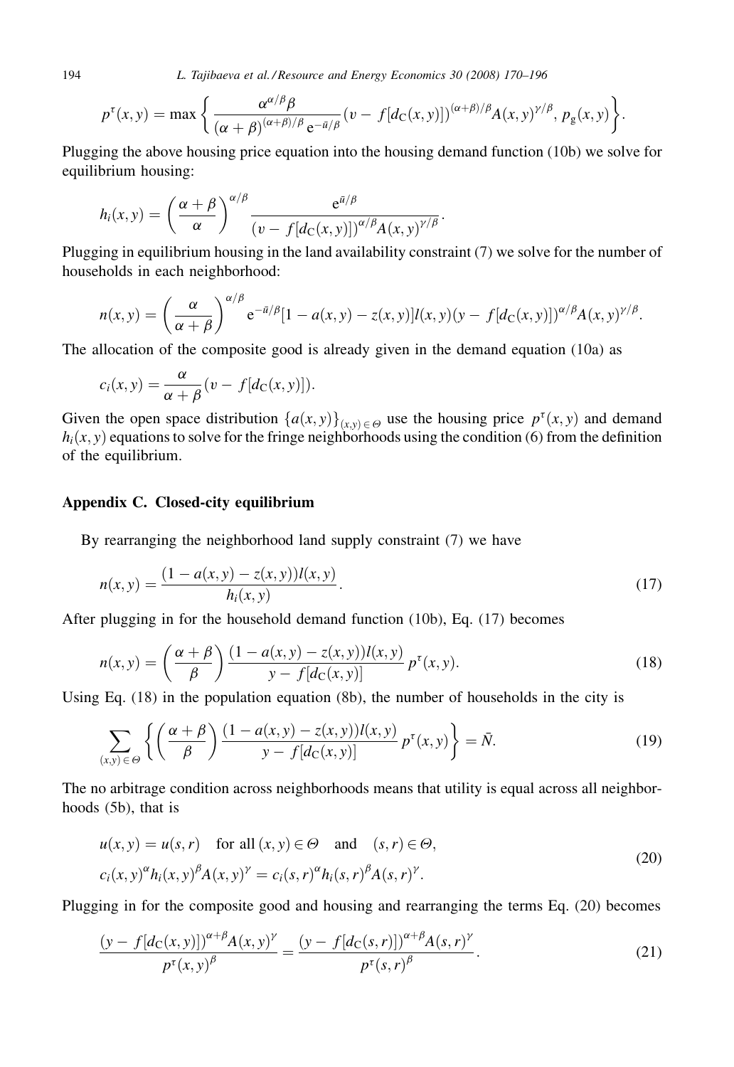$$p^{\tau}(x,y) = \max\left\{ \frac{\alpha^{\alpha/\beta}\beta}{(\alpha+\beta)^{(\alpha+\beta)/\beta}\,\mathrm{e}^{-\bar{u}/\beta}}(v - f[d_{\mathrm{C}}(x,y)])^{(\alpha+\beta)/\beta}A(x,y)^{\gamma/\beta},\, p_{\mathrm{g}}(x,y) \right\}.$$

Plugging the above housing price equation into the housing demand function (10b) we solve for equilibrium housing:

$$h_i(x,y) = \left(\frac{\alpha+\beta}{\alpha}\right)^{\alpha/\beta} \frac{\mathrm{e}^{\bar{u}/\beta}}{(v - f[d_{\mathrm{C}}(x,y)])^{\alpha/\beta}A(x,y)^{\gamma/\beta}}.$$

Plugging in equilibrium housing in the land availability constraint (7) we solve for the number of households in each neighborhood:

$$n(x,y) = \left(\frac{\alpha}{\alpha+\beta}\right)^{\alpha/\beta} \mathrm{e}^{-\bar{u}/\beta}[1 - a(x,y) - z(x,y)]l(x,y)(y - f[d_{\mathrm{C}}(x,y)])^{\alpha/\beta}A(x,y)^{\gamma/\beta}.$$

The allocation of the composite good is already given in the demand equation (10a) as

$$c_i(x,y) = \frac{\alpha}{\alpha+\beta}(v - f[d_{\mathrm{C}}(x,y)]).$$

Given the open space distribution $\{a(x,y)\}_{(x,y)\in\Theta}$ use the housing price $p^{\tau}(x,y)$ and demand $h_i(x,y)$ equations to solve for the fringe neighborhoods using the condition (6) from the definition of the equilibrium.

## Appendix C. Closed-city equilibrium

By rearranging the neighborhood land supply constraint (7) we have

$$n(x,y) = \frac{(1 - a(x,y) - z(x,y))l(x,y)}{h_i(x,y)}. \tag{17}$$

After plugging in for the household demand function (10b), Eq. (17) becomes

$$n(x,y) = \left(\frac{\alpha+\beta}{\beta}\right)\frac{(1 - a(x,y) - z(x,y))l(x,y)}{y - f[d_{\mathrm{C}}(x,y)]}\,p^{\tau}(x,y). \tag{18}$$

Using Eq. (18) in the population equation (8b), the number of households in the city is

$$\sum_{(x,y)\in\Theta}\left\{\left(\frac{\alpha+\beta}{\beta}\right)\frac{(1 - a(x,y) - z(x,y))l(x,y)}{y - f[d_{\mathrm{C}}(x,y)]}\,p^{\tau}(x,y)\right\} = \bar{N}. \tag{19}$$

The no arbitrage condition across neighborhoods means that utility is equal across all neighborhoods (5b), that is

$$\begin{aligned} &u(x,y) = u(s,r) \quad \text{for all } (x,y)\in\Theta \quad \text{and} \quad (s,r)\in\Theta,\\ &c_i(x,y)^{\alpha}h_i(x,y)^{\beta}A(x,y)^{\gamma} = c_i(s,r)^{\alpha}h_i(s,r)^{\beta}A(s,r)^{\gamma}. \end{aligned} \tag{20}$$

Plugging in for the composite good and housing and rearranging the terms Eq. (20) becomes

$$\frac{(y - f[d_{\mathrm{C}}(x,y)])^{\alpha+\beta}A(x,y)^{\gamma}}{p^{\tau}(x,y)^{\beta}} = \frac{(y - f[d_{\mathrm{C}}(s,r)])^{\alpha+\beta}A(s,r)^{\gamma}}{p^{\tau}(s,r)^{\beta}}. \tag{21}$$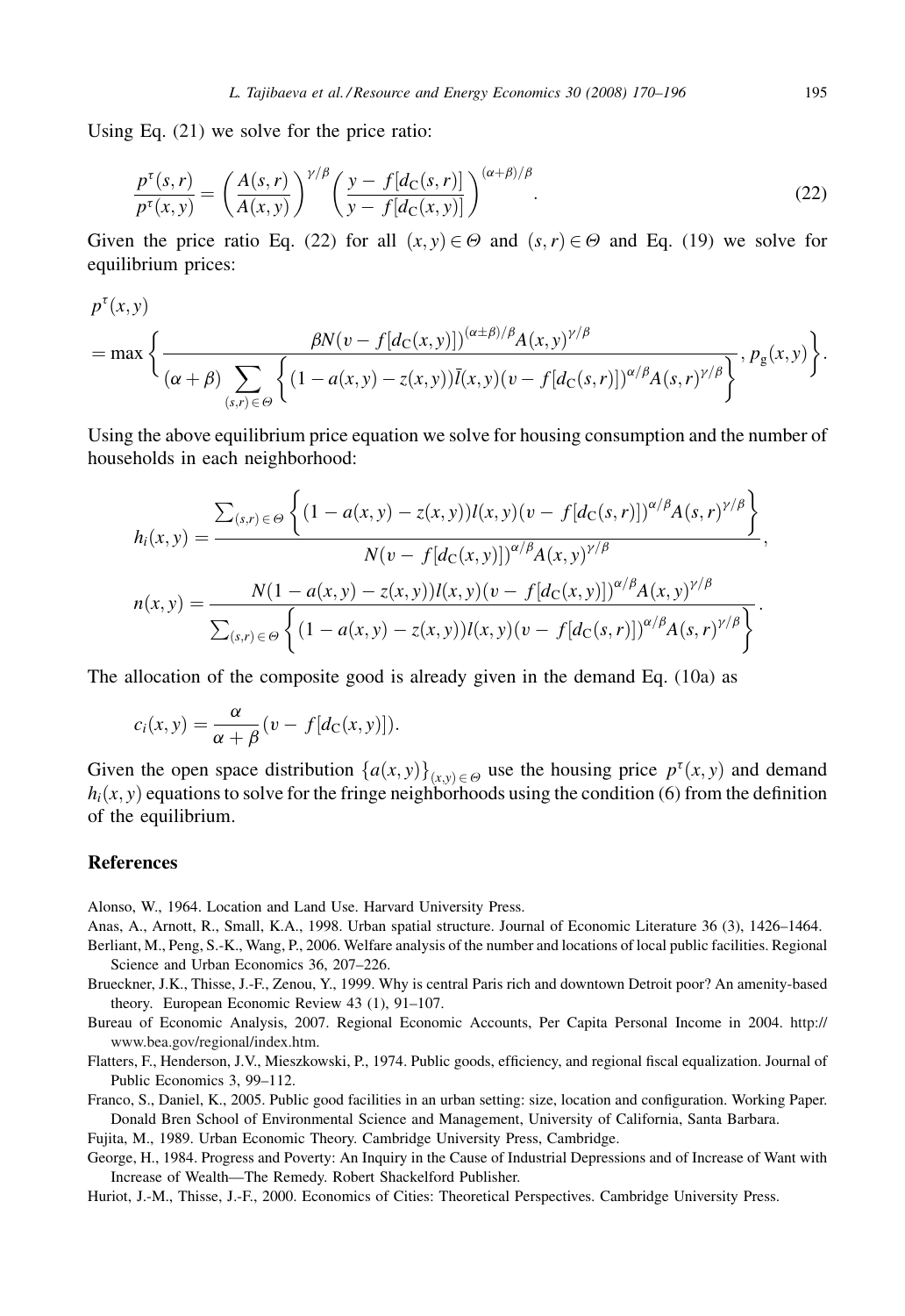Using Eq. (21) we solve for the price ratio:

$$\frac{p^{\tau}(s,r)}{p^{\tau}(x,y)} = \left(\frac{A(s,r)}{A(x,y)}\right)^{\gamma/\beta} \left(\frac{y - f[d_{\mathrm{C}}(s,r)]}{y - f[d_{\mathrm{C}}(x,y)]}\right)^{(\alpha+\beta)/\beta}. \tag{22}$$

Given the price ratio Eq. (22) for all $(x,y) \in \Theta$ and $(s,r) \in \Theta$ and Eq. (19) we solve for equilibrium prices:

$$p^{\tau}(x,y) = \max\left\{ \frac{\beta N(v - f[d_{\mathrm{C}}(x,y)])^{(\alpha \pm \beta)/\beta} A(x,y)^{\gamma/\beta}}{(\alpha+\beta) \sum_{(s,r) \in \Theta} \left\{ (1 - a(x,y) - z(x,y)) \bar{l}(x,y) (v - f[d_{\mathrm{C}}(s,r)])^{\alpha/\beta} A(s,r)^{\gamma/\beta} \right\}}, p_{\mathrm{g}}(x,y) \right\}.$$

Using the above equilibrium price equation we solve for housing consumption and the number of households in each neighborhood:

$$h_i(x,y) = \frac{\sum_{(s,r) \in \Theta} \left\{ (1 - a(x,y) - z(x,y)) l(x,y) (v - f[d_{\mathrm{C}}(s,r)])^{\alpha/\beta} A(s,r)^{\gamma/\beta} \right\}}{N(v - f[d_{\mathrm{C}}(x,y)])^{\alpha/\beta} A(x,y)^{\gamma/\beta}},$$

$$n(x,y) = \frac{N(1 - a(x,y) - z(x,y)) l(x,y) (v - f[d_{\mathrm{C}}(x,y)])^{\alpha/\beta} A(x,y)^{\gamma/\beta}}{\sum_{(s,r) \in \Theta} \left\{ (1 - a(x,y) - z(x,y)) l(x,y) (v - f[d_{\mathrm{C}}(s,r)])^{\alpha/\beta} A(s,r)^{\gamma/\beta} \right\}}.$$

The allocation of the composite good is already given in the demand Eq. (10a) as

$$c_i(x,y) = \frac{\alpha}{\alpha+\beta}(v - f[d_{\mathrm{C}}(x,y)]).$$

Given the open space distribution $\{a(x,y)\}_{(x,y) \in \Theta}$ use the housing price $p^{\tau}(x,y)$ and demand $h_i(x,y)$ equations to solve for the fringe neighborhoods using the condition (6) from the definition of the equilibrium.

## References

Alonso, W., 1964. Location and Land Use. Harvard University Press.

Anas, A., Arnott, R., Small, K.A., 1998. Urban spatial structure. Journal of Economic Literature 36 (3), 1426–1464.

Berliant, M., Peng, S.-K., Wang, P., 2006. Welfare analysis of the number and locations of local public facilities. Regional Science and Urban Economics 36, 207–226.

Brueckner, J.K., Thisse, J.-F., Zenou, Y., 1999. Why is central Paris rich and downtown Detroit poor? An amenity-based theory. European Economic Review 43 (1), 91–107.

Bureau of Economic Analysis, 2007. Regional Economic Accounts, Per Capita Personal Income in 2004. http://www.bea.gov/regional/index.htm.

Flatters, F., Henderson, J.V., Mieszkowski, P., 1974. Public goods, efficiency, and regional fiscal equalization. Journal of Public Economics 3, 99–112.

Franco, S., Daniel, K., 2005. Public good facilities in an urban setting: size, location and configuration. Working Paper. Donald Bren School of Environmental Science and Management, University of California, Santa Barbara.

Fujita, M., 1989. Urban Economic Theory. Cambridge University Press, Cambridge.

George, H., 1984. Progress and Poverty: An Inquiry in the Cause of Industrial Depressions and of Increase of Want with Increase of Wealth—The Remedy. Robert Shackelford Publisher.

Huriot, J.-M., Thisse, J.-F., 2000. Economics of Cities: Theoretical Perspectives. Cambridge University Press.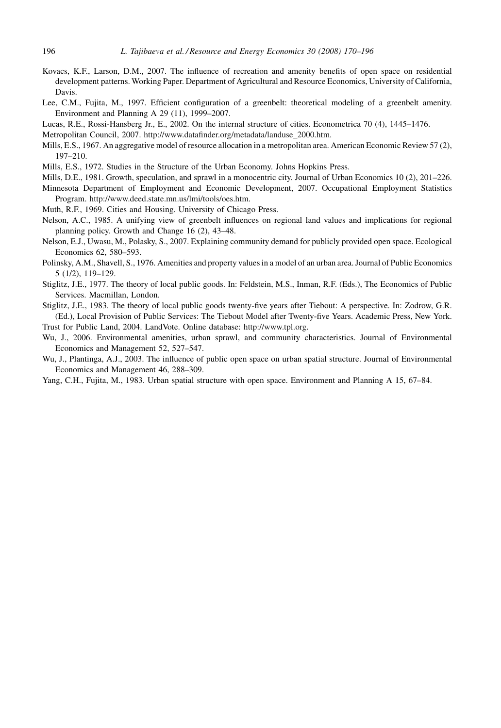Kovacs, K.F., Larson, D.M., 2007. The influence of recreation and amenity benefits of open space on residential development patterns. Working Paper. Department of Agricultural and Resource Economics, University of California, Davis.

Lee, C.M., Fujita, M., 1997. Efficient configuration of a greenbelt: theoretical modeling of a greenbelt amenity. Environment and Planning A 29 (11), 1999–2007.

Lucas, R.E., Rossi-Hansberg Jr., E., 2002. On the internal structure of cities. Econometrica 70 (4), 1445–1476.

Metropolitan Council, 2007. http://www.datafinder.org/metadata/landuse_2000.htm.

Mills, E.S., 1967. An aggregative model of resource allocation in a metropolitan area. American Economic Review 57 (2), 197–210.

Mills, E.S., 1972. Studies in the Structure of the Urban Economy. Johns Hopkins Press.

Mills, D.E., 1981. Growth, speculation, and sprawl in a monocentric city. Journal of Urban Economics 10 (2), 201–226.

Minnesota Department of Employment and Economic Development, 2007. Occupational Employment Statistics Program. http://www.deed.state.mn.us/lmi/tools/oes.htm.

Muth, R.F., 1969. Cities and Housing. University of Chicago Press.

Nelson, A.C., 1985. A unifying view of greenbelt influences on regional land values and implications for regional planning policy. Growth and Change 16 (2), 43–48.

Nelson, E.J., Uwasu, M., Polasky, S., 2007. Explaining community demand for publicly provided open space. Ecological Economics 62, 580–593.

Polinsky, A.M., Shavell, S., 1976. Amenities and property values in a model of an urban area. Journal of Public Economics 5 (1/2), 119–129.

Stiglitz, J.E., 1977. The theory of local public goods. In: Feldstein, M.S., Inman, R.F. (Eds.), The Economics of Public Services. Macmillan, London.

Stiglitz, J.E., 1983. The theory of local public goods twenty-five years after Tiebout: A perspective. In: Zodrow, G.R. (Ed.), Local Provision of Public Services: The Tiebout Model after Twenty-five Years. Academic Press, New York.

Trust for Public Land, 2004. LandVote. Online database: http://www.tpl.org.

Wu, J., 2006. Environmental amenities, urban sprawl, and community characteristics. Journal of Environmental Economics and Management 52, 527–547.

Wu, J., Plantinga, A.J., 2003. The influence of public open space on urban spatial structure. Journal of Environmental Economics and Management 46, 288–309.

Yang, C.H., Fujita, M., 1983. Urban spatial structure with open space. Environment and Planning A 15, 67–84.